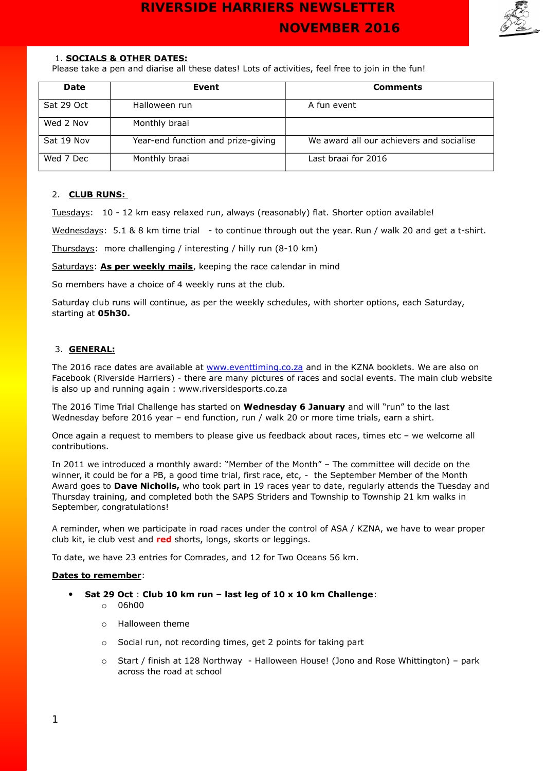# RIVERSIDE HARRIERS NEWSLETTER
# NOVEMBER 2016

1. **SOCIALS & OTHER DATES:**

Please take a pen and diarise all these dates! Lots of activities, feel free to join in the fun!

| Date | Event | Comments |
|---|---|---|
| Sat 29 Oct | Halloween run | A fun event |
| Wed 2 Nov | Monthly braai | |
| Sat 19 Nov | Year-end function and prize-giving | We award all our achievers and socialise |
| Wed 7 Dec | Monthly braai | Last braai for 2016 |

2. **CLUB RUNS:**

Tuesdays: 10 - 12 km easy relaxed run, always (reasonably) flat. Shorter option available!

Wednesdays: 5.1 & 8 km time trial - to continue through out the year. Run / walk 20 and get a t-shirt.

Thursdays: more challenging / interesting / hilly run (8-10 km)

Saturdays: **As per weekly mails**, keeping the race calendar in mind

So members have a choice of 4 weekly runs at the club.

Saturday club runs will continue, as per the weekly schedules, with shorter options, each Saturday, starting at **05h30.**

3. **GENERAL:**

The 2016 race dates are available at www.eventtiming.co.za and in the KZNA booklets. We are also on Facebook (Riverside Harriers) - there are many pictures of races and social events. The main club website is also up and running again : www.riversidesports.co.za

The 2016 Time Trial Challenge has started on **Wednesday 6 January** and will "run" to the last Wednesday before 2016 year – end function, run / walk 20 or more time trials, earn a shirt.

Once again a request to members to please give us feedback about races, times etc – we welcome all contributions.

In 2011 we introduced a monthly award: "Member of the Month" – The committee will decide on the winner, it could be for a PB, a good time trial, first race, etc, - the September Member of the Month Award goes to **Dave Nicholls,** who took part in 19 races year to date, regularly attends the Tuesday and Thursday training, and completed both the SAPS Striders and Township to Township 21 km walks in September, congratulations!

A reminder, when we participate in road races under the control of ASA / KZNA, we have to wear proper club kit, ie club vest and **red** shorts, longs, skorts or leggings.

To date, we have 23 entries for Comrades, and 12 for Two Oceans 56 km.

**Dates to remember**:

- **Sat 29 Oct** : **Club 10 km run – last leg of 10 x 10 km Challenge**:
  - 06h00
  - Halloween theme
  - Social run, not recording times, get 2 points for taking part
  - Start / finish at 128 Northway - Halloween House! (Jono and Rose Whittington) – park across the road at school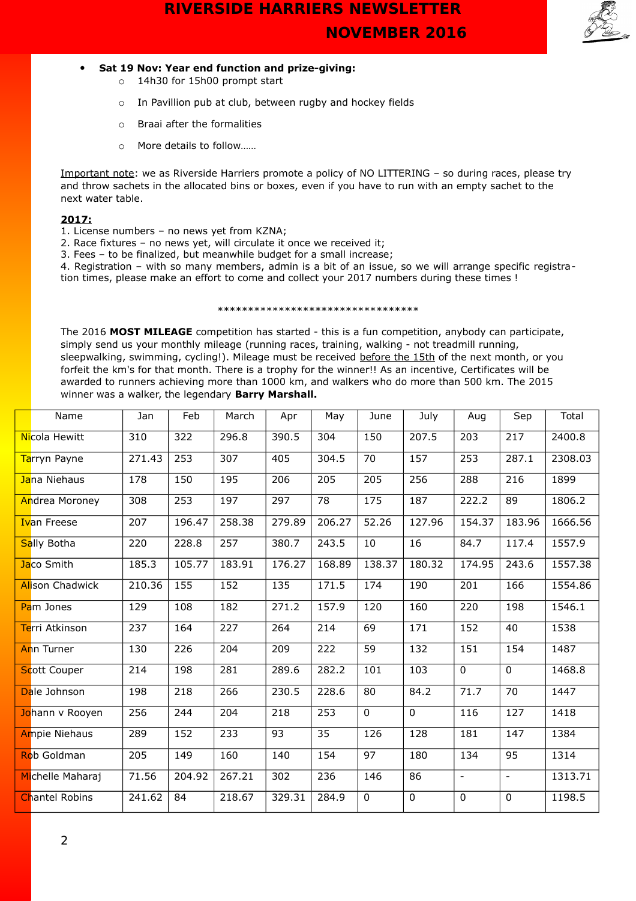- **Sat 19 Nov: Year end function and prize-giving:**
  - 14h30 for 15h00 prompt start
  - In Pavillion pub at club, between rugby and hockey fields
  - Braai after the formalities
  - More details to follow……

Important note: we as Riverside Harriers promote a policy of NO LITTERING – so during races, please try and throw sachets in the allocated bins or boxes, even if you have to run with an empty sachet to the next water table.

**2017:**

1. License numbers – no news yet from KZNA;
2. Race fixtures – no news yet, will circulate it once we received it;
3. Fees – to be finalized, but meanwhile budget for a small increase;
4. Registration – with so many members, admin is a bit of an issue, so we will arrange specific registration times, please make an effort to come and collect your 2017 numbers during these times !

**********************************

The 2016 **MOST MILEAGE** competition has started - this is a fun competition, anybody can participate, simply send us your monthly mileage (running races, training, walking - not treadmill running, sleepwalking, swimming, cycling!). Mileage must be received before the 15th of the next month, or you forfeit the km's for that month. There is a trophy for the winner!! As an incentive, Certificates will be awarded to runners achieving more than 1000 km, and walkers who do more than 500 km. The 2015 winner was a walker, the legendary **Barry Marshall.**

| Name | Jan | Feb | March | Apr | May | June | July | Aug | Sep | Total |
|---|---|---|---|---|---|---|---|---|---|---|
| Nicola Hewitt | 310 | 322 | 296.8 | 390.5 | 304 | 150 | 207.5 | 203 | 217 | 2400.8 |
| Tarryn Payne | 271.43 | 253 | 307 | 405 | 304.5 | 70 | 157 | 253 | 287.1 | 2308.03 |
| Jana Niehaus | 178 | 150 | 195 | 206 | 205 | 205 | 256 | 288 | 216 | 1899 |
| Andrea Moroney | 308 | 253 | 197 | 297 | 78 | 175 | 187 | 222.2 | 89 | 1806.2 |
| Ivan Freese | 207 | 196.47 | 258.38 | 279.89 | 206.27 | 52.26 | 127.96 | 154.37 | 183.96 | 1666.56 |
| Sally Botha | 220 | 228.8 | 257 | 380.7 | 243.5 | 10 | 16 | 84.7 | 117.4 | 1557.9 |
| Jaco Smith | 185.3 | 105.77 | 183.91 | 176.27 | 168.89 | 138.37 | 180.32 | 174.95 | 243.6 | 1557.38 |
| Alison Chadwick | 210.36 | 155 | 152 | 135 | 171.5 | 174 | 190 | 201 | 166 | 1554.86 |
| Pam Jones | 129 | 108 | 182 | 271.2 | 157.9 | 120 | 160 | 220 | 198 | 1546.1 |
| Terri Atkinson | 237 | 164 | 227 | 264 | 214 | 69 | 171 | 152 | 40 | 1538 |
| Ann Turner | 130 | 226 | 204 | 209 | 222 | 59 | 132 | 151 | 154 | 1487 |
| Scott Couper | 214 | 198 | 281 | 289.6 | 282.2 | 101 | 103 | 0 | 0 | 1468.8 |
| Dale Johnson | 198 | 218 | 266 | 230.5 | 228.6 | 80 | 84.2 | 71.7 | 70 | 1447 |
| Johann v Rooyen | 256 | 244 | 204 | 218 | 253 | 0 | 0 | 116 | 127 | 1418 |
| Ampie Niehaus | 289 | 152 | 233 | 93 | 35 | 126 | 128 | 181 | 147 | 1384 |
| Rob Goldman | 205 | 149 | 160 | 140 | 154 | 97 | 180 | 134 | 95 | 1314 |
| Michelle Maharaj | 71.56 | 204.92 | 267.21 | 302 | 236 | 146 | 86 | - | - | 1313.71 |
| Chantel Robins | 241.62 | 84 | 218.67 | 329.31 | 284.9 | 0 | 0 | 0 | 0 | 1198.5 |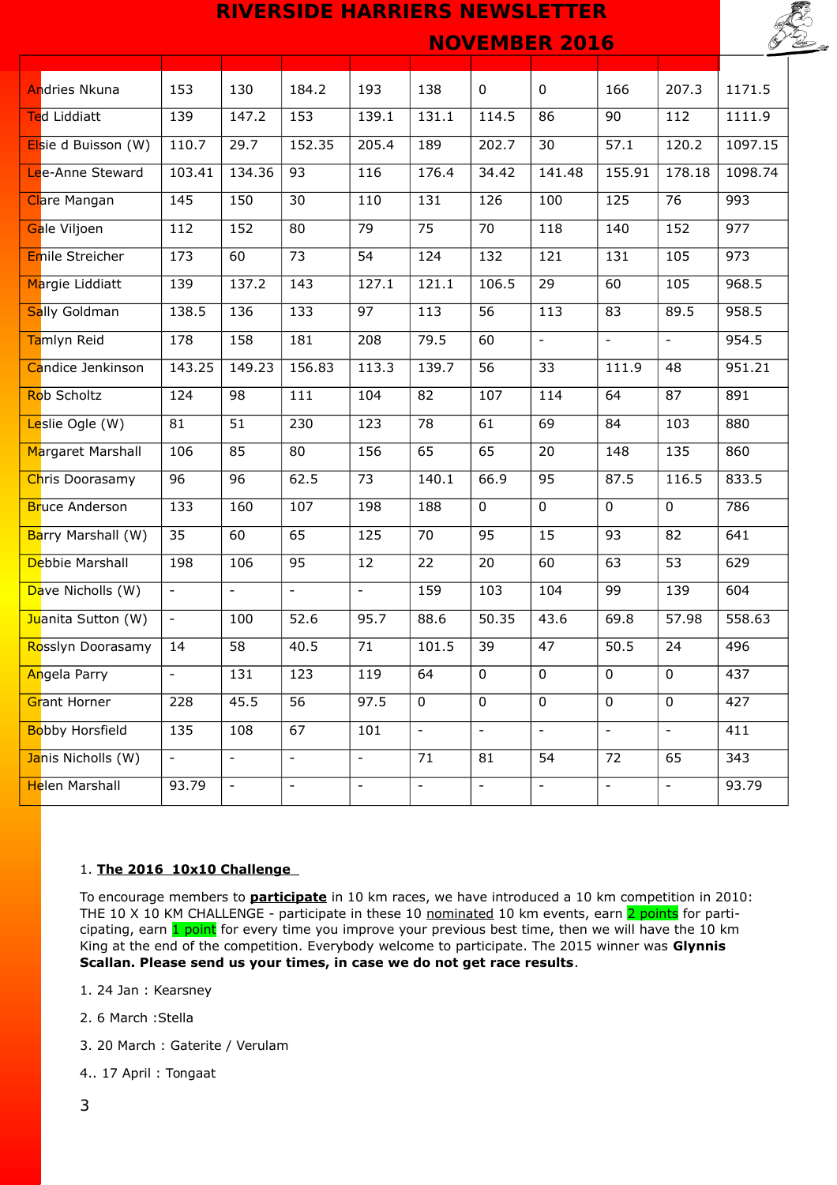| | | | | | | | | | | |
|---|---|---|---|---|---|---|---|---|---|---|
| Andries Nkuna | 153 | 130 | 184.2 | 193 | 138 | 0 | 0 | 166 | 207.3 | 1171.5 |
| Ted Liddiatt | 139 | 147.2 | 153 | 139.1 | 131.1 | 114.5 | 86 | 90 | 112 | 1111.9 |
| Elsie d Buisson (W) | 110.7 | 29.7 | 152.35 | 205.4 | 189 | 202.7 | 30 | 57.1 | 120.2 | 1097.15 |
| Lee-Anne Steward | 103.41 | 134.36 | 93 | 116 | 176.4 | 34.42 | 141.48 | 155.91 | 178.18 | 1098.74 |
| Clare Mangan | 145 | 150 | 30 | 110 | 131 | 126 | 100 | 125 | 76 | 993 |
| Gale Viljoen | 112 | 152 | 80 | 79 | 75 | 70 | 118 | 140 | 152 | 977 |
| Emile Streicher | 173 | 60 | 73 | 54 | 124 | 132 | 121 | 131 | 105 | 973 |
| Margie Liddiatt | 139 | 137.2 | 143 | 127.1 | 121.1 | 106.5 | 29 | 60 | 105 | 968.5 |
| Sally Goldman | 138.5 | 136 | 133 | 97 | 113 | 56 | 113 | 83 | 89.5 | 958.5 |
| Tamlyn Reid | 178 | 158 | 181 | 208 | 79.5 | 60 | - | - | - | 954.5 |
| Candice Jenkinson | 143.25 | 149.23 | 156.83 | 113.3 | 139.7 | 56 | 33 | 111.9 | 48 | 951.21 |
| Rob Scholtz | 124 | 98 | 111 | 104 | 82 | 107 | 114 | 64 | 87 | 891 |
| Leslie Ogle (W) | 81 | 51 | 230 | 123 | 78 | 61 | 69 | 84 | 103 | 880 |
| Margaret Marshall | 106 | 85 | 80 | 156 | 65 | 65 | 20 | 148 | 135 | 860 |
| Chris Doorasamy | 96 | 96 | 62.5 | 73 | 140.1 | 66.9 | 95 | 87.5 | 116.5 | 833.5 |
| Bruce Anderson | 133 | 160 | 107 | 198 | 188 | 0 | 0 | 0 | 0 | 786 |
| Barry Marshall (W) | 35 | 60 | 65 | 125 | 70 | 95 | 15 | 93 | 82 | 641 |
| Debbie Marshall | 198 | 106 | 95 | 12 | 22 | 20 | 60 | 63 | 53 | 629 |
| Dave Nicholls (W) | - | - | - | - | 159 | 103 | 104 | 99 | 139 | 604 |
| Juanita Sutton (W) | - | 100 | 52.6 | 95.7 | 88.6 | 50.35 | 43.6 | 69.8 | 57.98 | 558.63 |
| Rosslyn Doorasamy | 14 | 58 | 40.5 | 71 | 101.5 | 39 | 47 | 50.5 | 24 | 496 |
| Angela Parry | - | 131 | 123 | 119 | 64 | 0 | 0 | 0 | 0 | 437 |
| Grant Horner | 228 | 45.5 | 56 | 97.5 | 0 | 0 | 0 | 0 | 0 | 427 |
| Bobby Horsfield | 135 | 108 | 67 | 101 | - | - | - | - | - | 411 |
| Janis Nicholls (W) | - | - | - | - | 71 | 81 | 54 | 72 | 65 | 343 |
| Helen Marshall | 93.79 | - | - | - | - | - | - | - | - | 93.79 |

1. **The 2016 10x10 Challenge**

To encourage members to **participate** in 10 km races, we have introduced a 10 km competition in 2010: THE 10 X 10 KM CHALLENGE - participate in these 10 nominated 10 km events, earn 2 points for participating, earn 1 point for every time you improve your previous best time, then we will have the 10 km King at the end of the competition. Everybody welcome to participate. The 2015 winner was **Glynnis Scallan. Please send us your times, in case we do not get race results**.

1. 24 Jan : Kearsney
2. 6 March :Stella
3. 20 March : Gaterite / Verulam
4. 17 April : Tongaat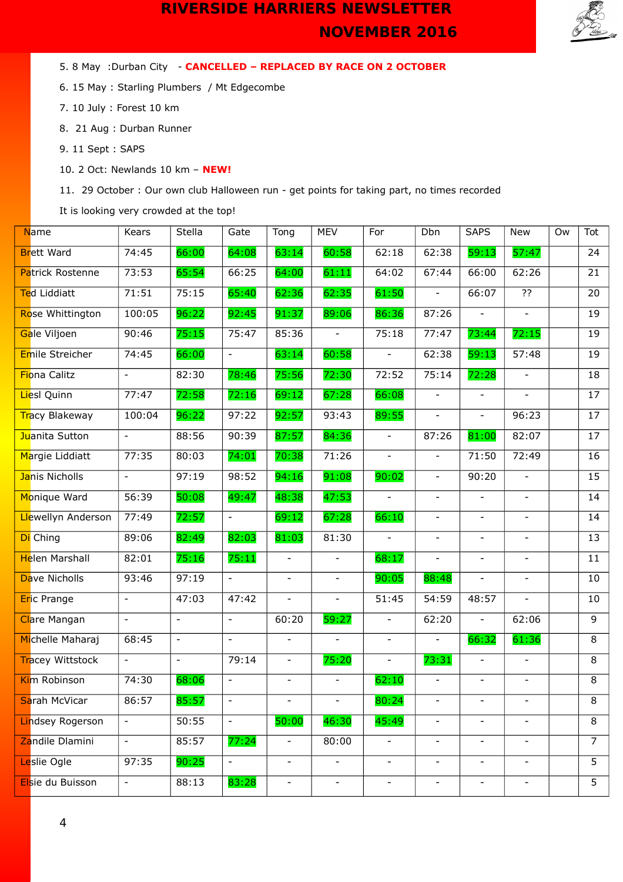5. 8 May :Durban City - **CANCELLED – REPLACED BY RACE ON 2 OCTOBER**

6. 15 May : Starling Plumbers / Mt Edgecombe

7. 10 July : Forest 10 km

8. 21 Aug : Durban Runner

9. 11 Sept : SAPS

10. 2 Oct: Newlands 10 km – **NEW!**

11. 29 October : Our own club Halloween run - get points for taking part, no times recorded

It is looking very crowded at the top!

| Name | Kears | Stella | Gate | Tong | MEV | For | Dbn | SAPS | New | Ow | Tot |
|---|---|---|---|---|---|---|---|---|---|---|---|
| Brett Ward | 74:45 | 66:00 | 64:08 | 63:14 | 60:58 | 62:18 | 62:38 | 59:13 | 57:47 | | 24 |
| Patrick Rostenne | 73:53 | 65:54 | 66:25 | 64:00 | 61:11 | 64:02 | 67:44 | 66:00 | 62:26 | | 21 |
| Ted Liddiatt | 71:51 | 75:15 | 65:40 | 62:36 | 62:35 | 61:50 | - | 66:07 | ?? | | 20 |
| Rose Whittington | 100:05 | 96:22 | 92:45 | 91:37 | 89:06 | 86:36 | 87:26 | - | - | | 19 |
| Gale Viljoen | 90:46 | 75:15 | 75:47 | 85:36 | - | 75:18 | 77:47 | 73:44 | 72:15 | | 19 |
| Emile Streicher | 74:45 | 66:00 | - | 63:14 | 60:58 | - | 62:38 | 59:13 | 57:48 | | 19 |
| Fiona Calitz | - | 82:30 | 78:46 | 75:56 | 72:30 | 72:52 | 75:14 | 72:28 | - | | 18 |
| Liesl Quinn | 77:47 | 72:58 | 72:16 | 69:12 | 67:28 | 66:08 | - | - | - | | 17 |
| Tracy Blakeway | 100:04 | 96:22 | 97:22 | 92:57 | 93:43 | 89:55 | - | - | 96:23 | | 17 |
| Juanita Sutton | - | 88:56 | 90:39 | 87:57 | 84:36 | - | 87:26 | 81:00 | 82:07 | | 17 |
| Margie Liddiatt | 77:35 | 80:03 | 74:01 | 70:38 | 71:26 | - | - | 71:50 | 72:49 | | 16 |
| Janis Nicholls | - | 97:19 | 98:52 | 94:16 | 91:08 | 90:02 | - | 90:20 | - | | 15 |
| Monique Ward | 56:39 | 50:08 | 49:47 | 48:38 | 47:53 | - | - | - | - | | 14 |
| Llewellyn Anderson | 77:49 | 72:57 | - | 69:12 | 67:28 | 66:10 | - | - | - | | 14 |
| Di Ching | 89:06 | 82:49 | 82:03 | 81:03 | 81:30 | - | - | - | - | | 13 |
| Helen Marshall | 82:01 | 75:16 | 75:11 | - | - | 68:17 | - | - | - | | 11 |
| Dave Nicholls | 93:46 | 97:19 | - | - | - | 90:05 | 88:48 | - | - | | 10 |
| Eric Prange | - | 47:03 | 47:42 | - | - | 51:45 | 54:59 | 48:57 | - | | 10 |
| Clare Mangan | - | - | - | 60:20 | 59:27 | - | 62:20 | - | 62:06 | | 9 |
| Michelle Maharaj | 68:45 | - | - | - | - | - | - | 66:32 | 61:36 | | 8 |
| Tracey Wittstock | - | - | 79:14 | - | 75:20 | - | 73:31 | - | - | | 8 |
| Kim Robinson | 74:30 | 68:06 | - | - | - | 62:10 | - | - | - | | 8 |
| Sarah McVicar | 86:57 | 85:57 | - | - | - | 80:24 | - | - | - | | 8 |
| Lindsey Rogerson | - | 50:55 | - | 50:00 | 46:30 | 45:49 | - | - | - | | 8 |
| Zandile Dlamini | - | 85:57 | 77:24 | - | 80:00 | - | - | - | - | | 7 |
| Leslie Ogle | 97:35 | 90:25 | - | - | - | - | - | - | - | | 5 |
| Elsie du Buisson | - | 88:13 | 83:28 | - | - | - | - | - | - | | 5 |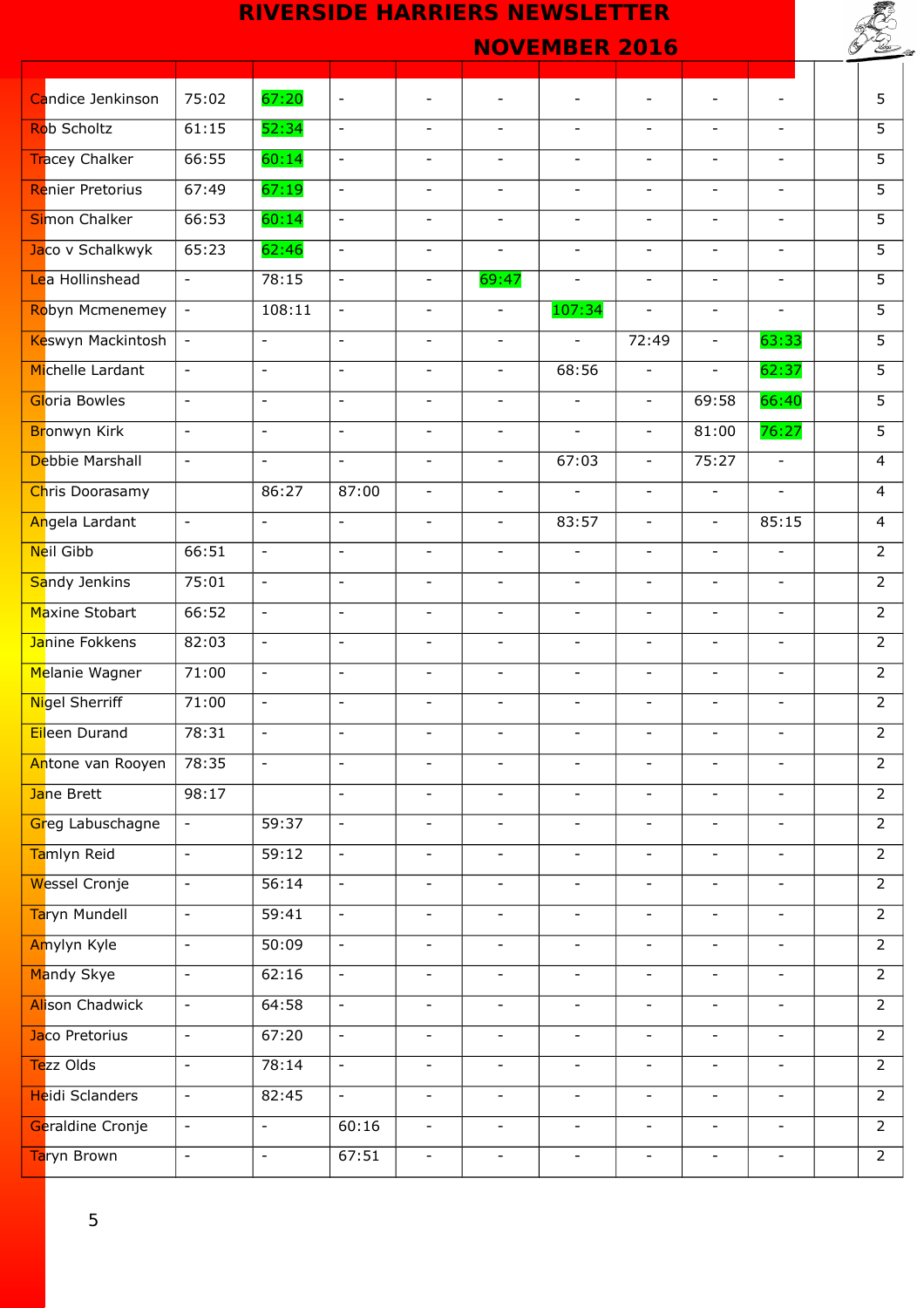| | | | | | | | | | | | |
|---|---|---|---|---|---|---|---|---|---|---|---|
| Candice Jenkinson | 75:02 | 67:20 | - | - | - | - | - | - | - | | 5 |
| Rob Scholtz | 61:15 | 52:34 | - | - | - | - | - | - | - | | 5 |
| Tracey Chalker | 66:55 | 60:14 | - | - | - | - | - | - | - | | 5 |
| Renier Pretorius | 67:49 | 67:19 | - | - | - | - | - | - | - | | 5 |
| Simon Chalker | 66:53 | 60:14 | - | - | - | - | - | - | - | | 5 |
| Jaco v Schalkwyk | 65:23 | 62:46 | - | - | - | - | - | - | - | | 5 |
| Lea Hollinshead | - | 78:15 | - | - | 69:47 | - | - | - | - | | 5 |
| Robyn Mcmenemey | - | 108:11 | - | - | - | 107:34 | - | - | - | | 5 |
| Keswyn Mackintosh | - | - | - | - | - | - | 72:49 | - | 63:33 | | 5 |
| Michelle Lardant | - | - | - | - | - | 68:56 | - | - | 62:37 | | 5 |
| Gloria Bowles | - | - | - | - | - | - | - | 69:58 | 66:40 | | 5 |
| Bronwyn Kirk | - | - | - | - | - | - | - | 81:00 | 76:27 | | 5 |
| Debbie Marshall | - | - | - | - | - | 67:03 | - | 75:27 | - | | 4 |
| Chris Doorasamy | | 86:27 | 87:00 | - | - | - | - | - | - | | 4 |
| Angela Lardant | - | - | - | - | - | 83:57 | - | - | 85:15 | | 4 |
| Neil Gibb | 66:51 | - | - | - | - | - | - | - | - | | 2 |
| Sandy Jenkins | 75:01 | - | - | - | - | - | - | - | - | | 2 |
| Maxine Stobart | 66:52 | - | - | - | - | - | - | - | - | | 2 |
| Janine Fokkens | 82:03 | - | - | - | - | - | - | - | - | | 2 |
| Melanie Wagner | 71:00 | - | - | - | - | - | - | - | - | | 2 |
| Nigel Sherriff | 71:00 | - | - | - | - | - | - | - | - | | 2 |
| Eileen Durand | 78:31 | - | - | - | - | - | - | - | - | | 2 |
| Antone van Rooyen | 78:35 | - | - | - | - | - | - | - | - | | 2 |
| Jane Brett | 98:17 | | - | - | - | - | - | - | - | | 2 |
| Greg Labuschagne | - | 59:37 | - | - | - | - | - | - | - | | 2 |
| Tamlyn Reid | - | 59:12 | - | - | - | - | - | - | - | | 2 |
| Wessel Cronje | - | 56:14 | - | - | - | - | - | - | - | | 2 |
| Taryn Mundell | - | 59:41 | - | - | - | - | - | - | - | | 2 |
| Amylyn Kyle | - | 50:09 | - | - | - | - | - | - | - | | 2 |
| Mandy Skye | - | 62:16 | - | - | - | - | - | - | - | | 2 |
| Alison Chadwick | - | 64:58 | - | - | - | - | - | - | - | | 2 |
| Jaco Pretorius | - | 67:20 | - | - | - | - | - | - | - | | 2 |
| Tezz Olds | - | 78:14 | - | - | - | - | - | - | - | | 2 |
| Heidi Sclanders | - | 82:45 | - | - | - | - | - | - | - | | 2 |
| Geraldine Cronje | - | - | 60:16 | - | - | - | - | - | - | | 2 |
| Taryn Brown | - | - | 67:51 | - | - | - | - | - | - | | 2 |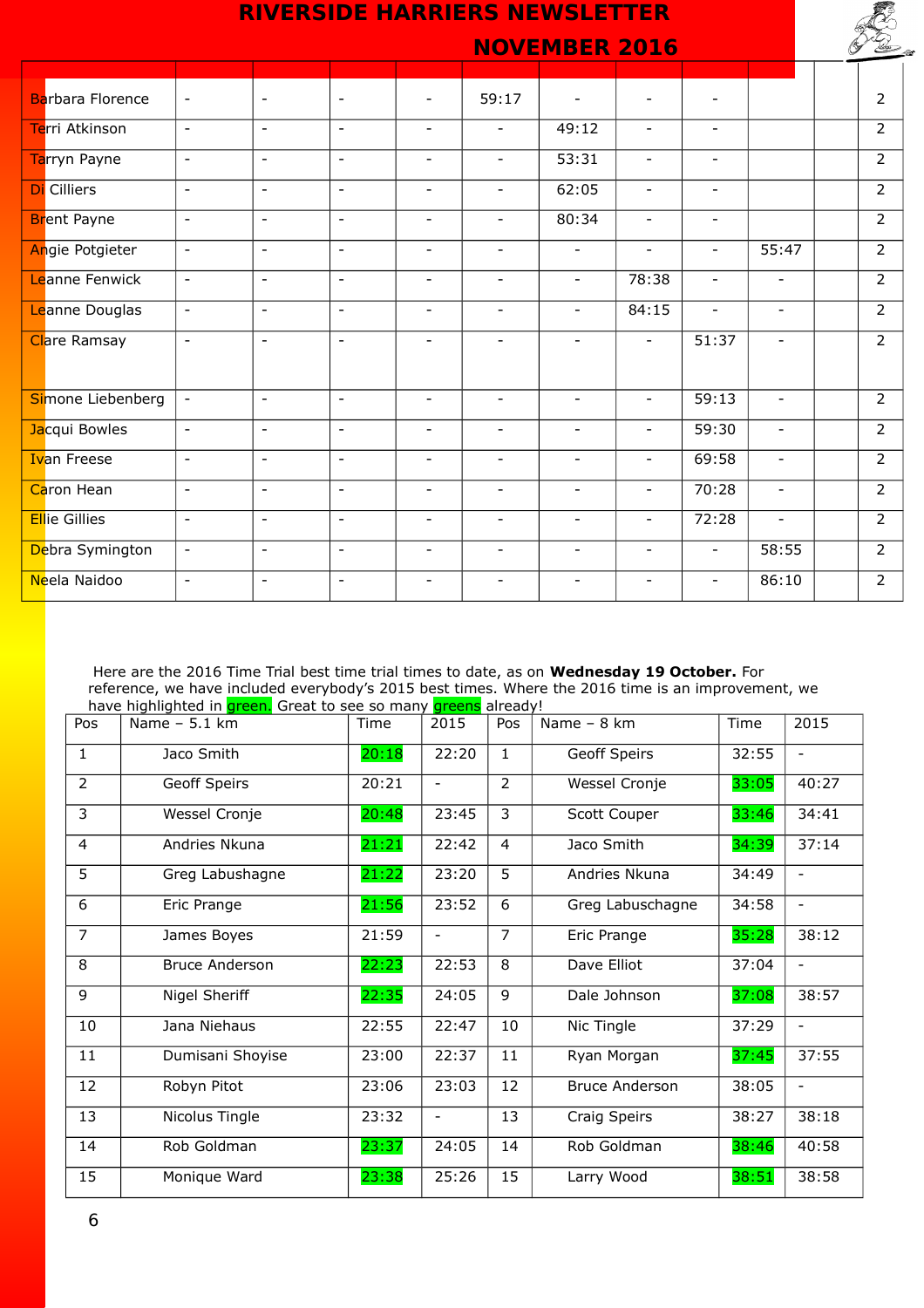| | | | | | | | | | | | |
|---|---|---|---|---|---|---|---|---|---|---|---|
| Barbara Florence | - | - | - | - | 59:17 | - | - | - | | | 2 |
| Terri Atkinson | - | - | - | - | - | 49:12 | - | - | | | 2 |
| Tarryn Payne | - | - | - | - | - | 53:31 | - | - | | | 2 |
| Di Cilliers | - | - | - | - | - | 62:05 | - | - | | | 2 |
| Brent Payne | - | - | - | - | - | 80:34 | - | - | | | 2 |
| Angie Potgieter | - | - | - | - | - | - | - | - | 55:47 | | 2 |
| Leanne Fenwick | - | - | - | - | - | - | 78:38 | - | - | | 2 |
| Leanne Douglas | - | - | - | - | - | - | 84:15 | - | - | | 2 |
| Clare Ramsay | - | - | - | - | - | - | - | 51:37 | - | | 2 |
| Simone Liebenberg | - | - | - | - | - | - | - | 59:13 | - | | 2 |
| Jacqui Bowles | - | - | - | - | - | - | - | 59:30 | - | | 2 |
| Ivan Freese | - | - | - | - | - | - | - | 69:58 | - | | 2 |
| Caron Hean | - | - | - | - | - | - | - | 70:28 | - | | 2 |
| Ellie Gillies | - | - | - | - | - | - | - | 72:28 | - | | 2 |
| Debra Symington | - | - | - | - | - | - | - | - | 58:55 | | 2 |
| Neela Naidoo | - | - | - | - | - | - | - | - | 86:10 | | 2 |

Here are the 2016 Time Trial best time trial times to date, as on **Wednesday 19 October.** For reference, we have included everybody's 2015 best times. Where the 2016 time is an improvement, we have highlighted in green. Great to see so many greens already!

| Pos | Name – 5.1 km | Time | 2015 | Pos | Name – 8 km | Time | 2015 |
|---|---|---|---|---|---|---|---|
| 1 | Jaco Smith | 20:18 | 22:20 | 1 | Geoff Speirs | 32:55 | - |
| 2 | Geoff Speirs | 20:21 | - | 2 | Wessel Cronje | 33:05 | 40:27 |
| 3 | Wessel Cronje | 20:48 | 23:45 | 3 | Scott Couper | 33:46 | 34:41 |
| 4 | Andries Nkuna | 21:21 | 22:42 | 4 | Jaco Smith | 34:39 | 37:14 |
| 5 | Greg Labushagne | 21:22 | 23:20 | 5 | Andries Nkuna | 34:49 | - |
| 6 | Eric Prange | 21:56 | 23:52 | 6 | Greg Labuschagne | 34:58 | - |
| 7 | James Boyes | 21:59 | - | 7 | Eric Prange | 35:28 | 38:12 |
| 8 | Bruce Anderson | 22:23 | 22:53 | 8 | Dave Elliot | 37:04 | - |
| 9 | Nigel Sheriff | 22:35 | 24:05 | 9 | Dale Johnson | 37:08 | 38:57 |
| 10 | Jana Niehaus | 22:55 | 22:47 | 10 | Nic Tingle | 37:29 | - |
| 11 | Dumisani Shoyise | 23:00 | 22:37 | 11 | Ryan Morgan | 37:45 | 37:55 |
| 12 | Robyn Pitot | 23:06 | 23:03 | 12 | Bruce Anderson | 38:05 | - |
| 13 | Nicolus Tingle | 23:32 | - | 13 | Craig Speirs | 38:27 | 38:18 |
| 14 | Rob Goldman | 23:37 | 24:05 | 14 | Rob Goldman | 38:46 | 40:58 |
| 15 | Monique Ward | 23:38 | 25:26 | 15 | Larry Wood | 38:51 | 38:58 |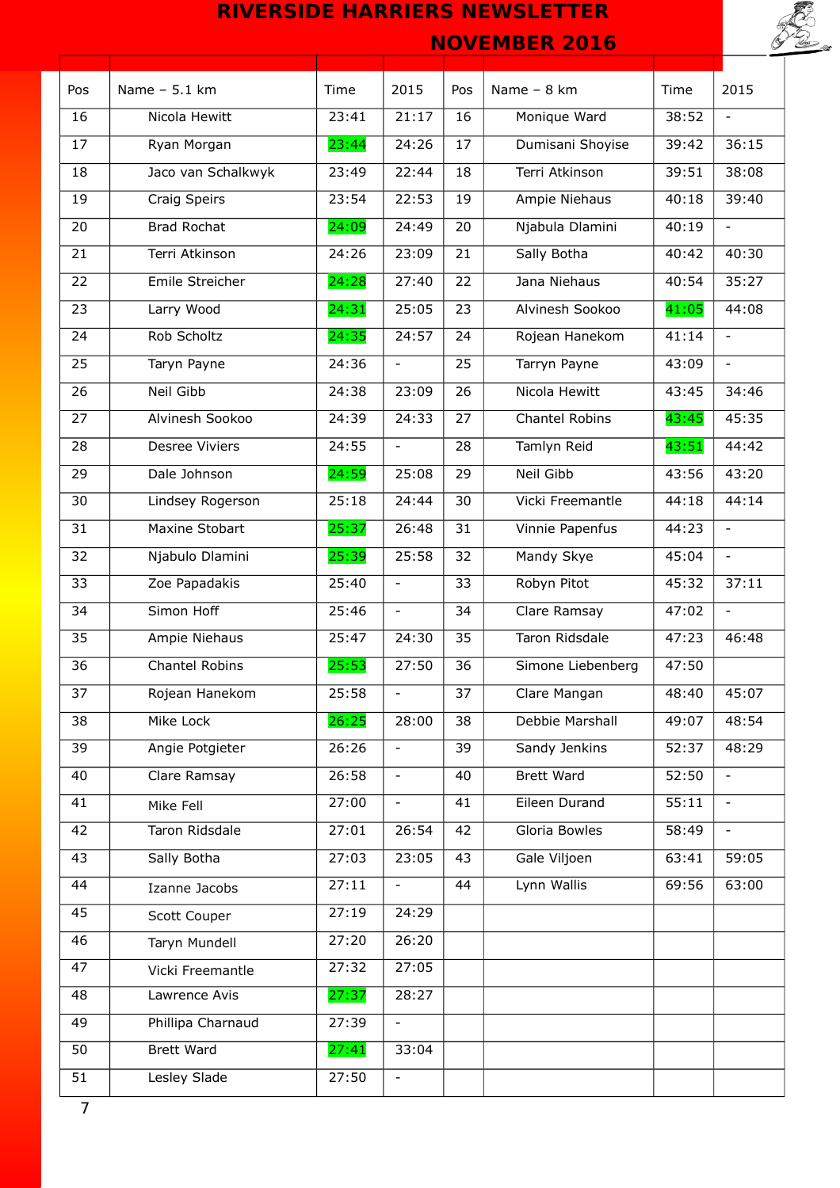# RIVERSIDE HARRIERS NEWSLETTER

## NOVEMBER 2016

| Pos | Name – 5.1 km | Time | 2015 | Pos | Name – 8 km | Time | 2015 |
|---|---|---|---|---|---|---|---|
| 16 | Nicola Hewitt | 23:41 | 21:17 | 16 | Monique Ward | 38:52 | - |
| 17 | Ryan Morgan | 23:44 | 24:26 | 17 | Dumisani Shoyise | 39:42 | 36:15 |
| 18 | Jaco van Schalkwyk | 23:49 | 22:44 | 18 | Terri Atkinson | 39:51 | 38:08 |
| 19 | Craig Speirs | 23:54 | 22:53 | 19 | Ampie Niehaus | 40:18 | 39:40 |
| 20 | Brad Rochat | 24:09 | 24:49 | 20 | Njabula Dlamini | 40:19 | - |
| 21 | Terri Atkinson | 24:26 | 23:09 | 21 | Sally Botha | 40:42 | 40:30 |
| 22 | Emile Streicher | 24:28 | 27:40 | 22 | Jana Niehaus | 40:54 | 35:27 |
| 23 | Larry Wood | 24:31 | 25:05 | 23 | Alvinesh Sookoo | 41:05 | 44:08 |
| 24 | Rob Scholtz | 24:35 | 24:57 | 24 | Rojean Hanekom | 41:14 | - |
| 25 | Taryn Payne | 24:36 | - | 25 | Tarryn Payne | 43:09 | - |
| 26 | Neil Gibb | 24:38 | 23:09 | 26 | Nicola Hewitt | 43:45 | 34:46 |
| 27 | Alvinesh Sookoo | 24:39 | 24:33 | 27 | Chantel Robins | 43:45 | 45:35 |
| 28 | Desree Viviers | 24:55 | - | 28 | Tamlyn Reid | 43:51 | 44:42 |
| 29 | Dale Johnson | 24:59 | 25:08 | 29 | Neil Gibb | 43:56 | 43:20 |
| 30 | Lindsey Rogerson | 25:18 | 24:44 | 30 | Vicki Freemantle | 44:18 | 44:14 |
| 31 | Maxine Stobart | 25:37 | 26:48 | 31 | Vinnie Papenfus | 44:23 | - |
| 32 | Njabulo Dlamini | 25:39 | 25:58 | 32 | Mandy Skye | 45:04 | - |
| 33 | Zoe Papadakis | 25:40 | - | 33 | Robyn Pitot | 45:32 | 37:11 |
| 34 | Simon Hoff | 25:46 | - | 34 | Clare Ramsay | 47:02 | - |
| 35 | Ampie Niehaus | 25:47 | 24:30 | 35 | Taron Ridsdale | 47:23 | 46:48 |
| 36 | Chantel Robins | 25:53 | 27:50 | 36 | Simone Liebenberg | 47:50 | |
| 37 | Rojean Hanekom | 25:58 | - | 37 | Clare Mangan | 48:40 | 45:07 |
| 38 | Mike Lock | 26:25 | 28:00 | 38 | Debbie Marshall | 49:07 | 48:54 |
| 39 | Angie Potgieter | 26:26 | - | 39 | Sandy Jenkins | 52:37 | 48:29 |
| 40 | Clare Ramsay | 26:58 | - | 40 | Brett Ward | 52:50 | - |
| 41 | Mike Fell | 27:00 | - | 41 | Eileen Durand | 55:11 | - |
| 42 | Taron Ridsdale | 27:01 | 26:54 | 42 | Gloria Bowles | 58:49 | - |
| 43 | Sally Botha | 27:03 | 23:05 | 43 | Gale Viljoen | 63:41 | 59:05 |
| 44 | Izanne Jacobs | 27:11 | - | 44 | Lynn Wallis | 69:56 | 63:00 |
| 45 | Scott Couper | 27:19 | 24:29 | | | | |
| 46 | Taryn Mundell | 27:20 | 26:20 | | | | |
| 47 | Vicki Freemantle | 27:32 | 27:05 | | | | |
| 48 | Lawrence Avis | 27:37 | 28:27 | | | | |
| 49 | Phillipa Charnaud | 27:39 | - | | | | |
| 50 | Brett Ward | 27:41 | 33:04 | | | | |
| 51 | Lesley Slade | 27:50 | - | | | | |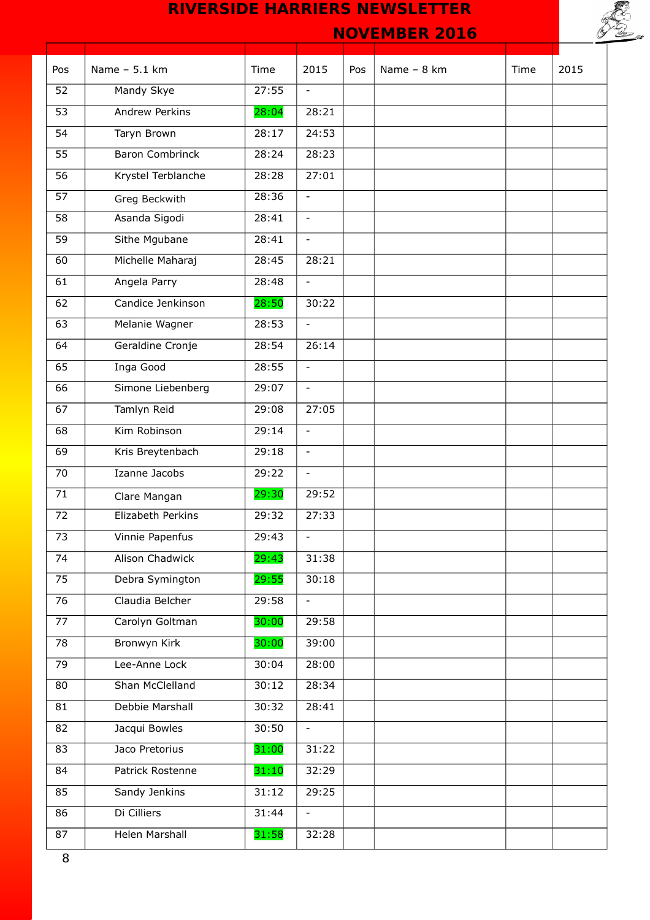# RIVERSIDE HARRIERS NEWSLETTER

## NOVEMBER 2016

| Pos | Name – 5.1 km | Time | 2015 | Pos | Name – 8 km | Time | 2015 |
|---|---|---|---|---|---|---|---|
| 52 | Mandy Skye | 27:55 | - | | | | |
| 53 | Andrew Perkins | 28:04 | 28:21 | | | | |
| 54 | Taryn Brown | 28:17 | 24:53 | | | | |
| 55 | Baron Combrinck | 28:24 | 28:23 | | | | |
| 56 | Krystel Terblanche | 28:28 | 27:01 | | | | |
| 57 | Greg Beckwith | 28:36 | - | | | | |
| 58 | Asanda Sigodi | 28:41 | - | | | | |
| 59 | Sithe Mgubane | 28:41 | - | | | | |
| 60 | Michelle Maharaj | 28:45 | 28:21 | | | | |
| 61 | Angela Parry | 28:48 | - | | | | |
| 62 | Candice Jenkinson | 28:50 | 30:22 | | | | |
| 63 | Melanie Wagner | 28:53 | - | | | | |
| 64 | Geraldine Cronje | 28:54 | 26:14 | | | | |
| 65 | Inga Good | 28:55 | - | | | | |
| 66 | Simone Liebenberg | 29:07 | - | | | | |
| 67 | Tamlyn Reid | 29:08 | 27:05 | | | | |
| 68 | Kim Robinson | 29:14 | - | | | | |
| 69 | Kris Breytenbach | 29:18 | - | | | | |
| 70 | Izanne Jacobs | 29:22 | - | | | | |
| 71 | Clare Mangan | 29:30 | 29:52 | | | | |
| 72 | Elizabeth Perkins | 29:32 | 27:33 | | | | |
| 73 | Vinnie Papenfus | 29:43 | - | | | | |
| 74 | Alison Chadwick | 29:43 | 31:38 | | | | |
| 75 | Debra Symington | 29:55 | 30:18 | | | | |
| 76 | Claudia Belcher | 29:58 | - | | | | |
| 77 | Carolyn Goltman | 30:00 | 29:58 | | | | |
| 78 | Bronwyn Kirk | 30:00 | 39:00 | | | | |
| 79 | Lee-Anne Lock | 30:04 | 28:00 | | | | |
| 80 | Shan McClelland | 30:12 | 28:34 | | | | |
| 81 | Debbie Marshall | 30:32 | 28:41 | | | | |
| 82 | Jacqui Bowles | 30:50 | - | | | | |
| 83 | Jaco Pretorius | 31:00 | 31:22 | | | | |
| 84 | Patrick Rostenne | 31:10 | 32:29 | | | | |
| 85 | Sandy Jenkins | 31:12 | 29:25 | | | | |
| 86 | Di Cilliers | 31:44 | - | | | | |
| 87 | Helen Marshall | 31:58 | 32:28 | | | | |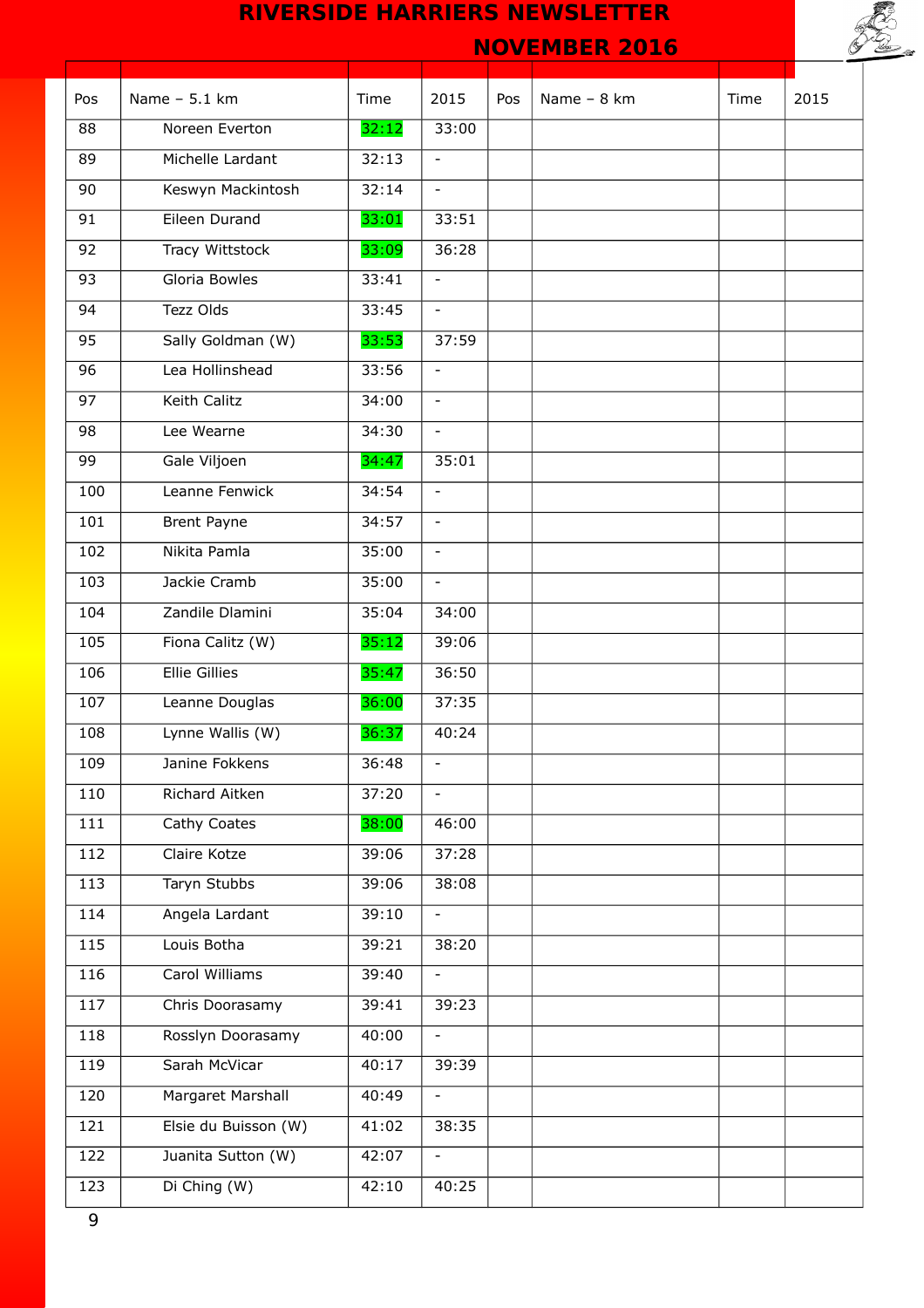| Pos | Name – 5.1 km | Time | 2015 | Pos | Name – 8 km | Time | 2015 |
|---|---|---|---|---|---|---|---|
| 88 | Noreen Everton | 32:12 | 33:00 | | | | |
| 89 | Michelle Lardant | 32:13 | - | | | | |
| 90 | Keswyn Mackintosh | 32:14 | - | | | | |
| 91 | Eileen Durand | 33:01 | 33:51 | | | | |
| 92 | Tracy Wittstock | 33:09 | 36:28 | | | | |
| 93 | Gloria Bowles | 33:41 | - | | | | |
| 94 | Tezz Olds | 33:45 | - | | | | |
| 95 | Sally Goldman (W) | 33:53 | 37:59 | | | | |
| 96 | Lea Hollinshead | 33:56 | - | | | | |
| 97 | Keith Calitz | 34:00 | - | | | | |
| 98 | Lee Wearne | 34:30 | - | | | | |
| 99 | Gale Viljoen | 34:47 | 35:01 | | | | |
| 100 | Leanne Fenwick | 34:54 | - | | | | |
| 101 | Brent Payne | 34:57 | - | | | | |
| 102 | Nikita Pamla | 35:00 | - | | | | |
| 103 | Jackie Cramb | 35:00 | - | | | | |
| 104 | Zandile Dlamini | 35:04 | 34:00 | | | | |
| 105 | Fiona Calitz (W) | 35:12 | 39:06 | | | | |
| 106 | Ellie Gillies | 35:47 | 36:50 | | | | |
| 107 | Leanne Douglas | 36:00 | 37:35 | | | | |
| 108 | Lynne Wallis (W) | 36:37 | 40:24 | | | | |
| 109 | Janine Fokkens | 36:48 | - | | | | |
| 110 | Richard Aitken | 37:20 | - | | | | |
| 111 | Cathy Coates | 38:00 | 46:00 | | | | |
| 112 | Claire Kotze | 39:06 | 37:28 | | | | |
| 113 | Taryn Stubbs | 39:06 | 38:08 | | | | |
| 114 | Angela Lardant | 39:10 | - | | | | |
| 115 | Louis Botha | 39:21 | 38:20 | | | | |
| 116 | Carol Williams | 39:40 | - | | | | |
| 117 | Chris Doorasamy | 39:41 | 39:23 | | | | |
| 118 | Rosslyn Doorasamy | 40:00 | - | | | | |
| 119 | Sarah McVicar | 40:17 | 39:39 | | | | |
| 120 | Margaret Marshall | 40:49 | - | | | | |
| 121 | Elsie du Buisson (W) | 41:02 | 38:35 | | | | |
| 122 | Juanita Sutton (W) | 42:07 | - | | | | |
| 123 | Di Ching (W) | 42:10 | 40:25 | | | | |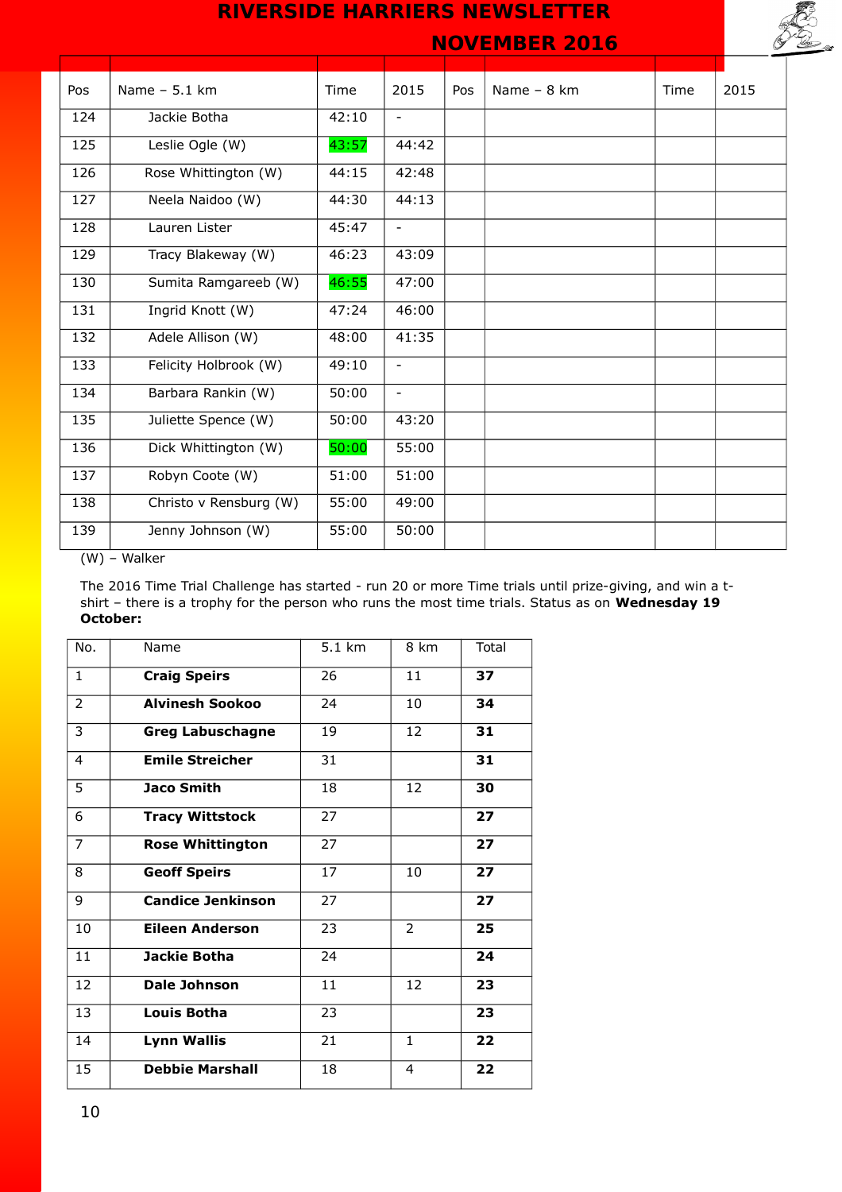# RIVERSIDE HARRIERS NEWSLETTER

## NOVEMBER 2016

| Pos | Name – 5.1 km | Time | 2015 | Pos | Name – 8 km | Time | 2015 |
|---|---|---|---|---|---|---|---|
| 124 | Jackie Botha | 42:10 | - | | | | |
| 125 | Leslie Ogle (W) | 43:57 | 44:42 | | | | |
| 126 | Rose Whittington (W) | 44:15 | 42:48 | | | | |
| 127 | Neela Naidoo (W) | 44:30 | 44:13 | | | | |
| 128 | Lauren Lister | 45:47 | - | | | | |
| 129 | Tracy Blakeway (W) | 46:23 | 43:09 | | | | |
| 130 | Sumita Ramgareeb (W) | 46:55 | 47:00 | | | | |
| 131 | Ingrid Knott (W) | 47:24 | 46:00 | | | | |
| 132 | Adele Allison (W) | 48:00 | 41:35 | | | | |
| 133 | Felicity Holbrook (W) | 49:10 | - | | | | |
| 134 | Barbara Rankin (W) | 50:00 | - | | | | |
| 135 | Juliette Spence (W) | 50:00 | 43:20 | | | | |
| 136 | Dick Whittington (W) | 50:00 | 55:00 | | | | |
| 137 | Robyn Coote (W) | 51:00 | 51:00 | | | | |
| 138 | Christo v Rensburg (W) | 55:00 | 49:00 | | | | |
| 139 | Jenny Johnson (W) | 55:00 | 50:00 | | | | |

(W) – Walker

The 2016 Time Trial Challenge has started - run 20 or more Time trials until prize-giving, and win a t-shirt – there is a trophy for the person who runs the most time trials. Status as on **Wednesday 19 October:**

| No. | Name | 5.1 km | 8 km | Total |
|---|---|---|---|---|
| 1 | **Craig Speirs** | 26 | 11 | **37** |
| 2 | **Alvinesh Sookoo** | 24 | 10 | **34** |
| 3 | **Greg Labuschagne** | 19 | 12 | **31** |
| 4 | **Emile Streicher** | 31 | | **31** |
| 5 | **Jaco Smith** | 18 | 12 | **30** |
| 6 | **Tracy Wittstock** | 27 | | **27** |
| 7 | **Rose Whittington** | 27 | | **27** |
| 8 | **Geoff Speirs** | 17 | 10 | **27** |
| 9 | **Candice Jenkinson** | 27 | | **27** |
| 10 | **Eileen Anderson** | 23 | 2 | **25** |
| 11 | **Jackie Botha** | 24 | | **24** |
| 12 | **Dale Johnson** | 11 | 12 | **23** |
| 13 | **Louis Botha** | 23 | | **23** |
| 14 | **Lynn Wallis** | 21 | 1 | **22** |
| 15 | **Debbie Marshall** | 18 | 4 | **22** |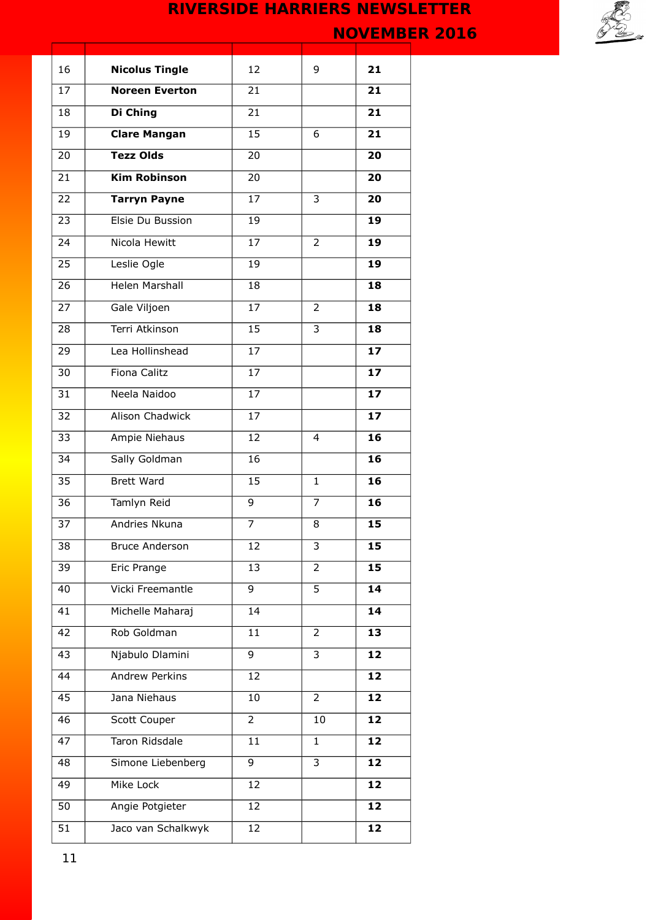| | | | | |
|---|---|---|---|---|
| 16 | **Nicolus Tingle** | 12 | 9 | **21** |
| 17 | **Noreen Everton** | 21 | | **21** |
| 18 | **Di Ching** | 21 | | **21** |
| 19 | **Clare Mangan** | 15 | 6 | **21** |
| 20 | **Tezz Olds** | 20 | | **20** |
| 21 | **Kim Robinson** | 20 | | **20** |
| 22 | **Tarryn Payne** | 17 | 3 | **20** |
| 23 | Elsie Du Bussion | 19 | | **19** |
| 24 | Nicola Hewitt | 17 | 2 | **19** |
| 25 | Leslie Ogle | 19 | | **19** |
| 26 | Helen Marshall | 18 | | **18** |
| 27 | Gale Viljoen | 17 | 2 | **18** |
| 28 | Terri Atkinson | 15 | 3 | **18** |
| 29 | Lea Hollinshead | 17 | | **17** |
| 30 | Fiona Calitz | 17 | | **17** |
| 31 | Neela Naidoo | 17 | | **17** |
| 32 | Alison Chadwick | 17 | | **17** |
| 33 | Ampie Niehaus | 12 | 4 | **16** |
| 34 | Sally Goldman | 16 | | **16** |
| 35 | Brett Ward | 15 | 1 | **16** |
| 36 | Tamlyn Reid | 9 | 7 | **16** |
| 37 | Andries Nkuna | 7 | 8 | **15** |
| 38 | Bruce Anderson | 12 | 3 | **15** |
| 39 | Eric Prange | 13 | 2 | **15** |
| 40 | Vicki Freemantle | 9 | 5 | **14** |
| 41 | Michelle Maharaj | 14 | | **14** |
| 42 | Rob Goldman | 11 | 2 | **13** |
| 43 | Njabulo Dlamini | 9 | 3 | **12** |
| 44 | Andrew Perkins | 12 | | **12** |
| 45 | Jana Niehaus | 10 | 2 | **12** |
| 46 | Scott Couper | 2 | 10 | **12** |
| 47 | Taron Ridsdale | 11 | 1 | **12** |
| 48 | Simone Liebenberg | 9 | 3 | **12** |
| 49 | Mike Lock | 12 | | **12** |
| 50 | Angie Potgieter | 12 | | **12** |
| 51 | Jaco van Schalkwyk | 12 | | **12** |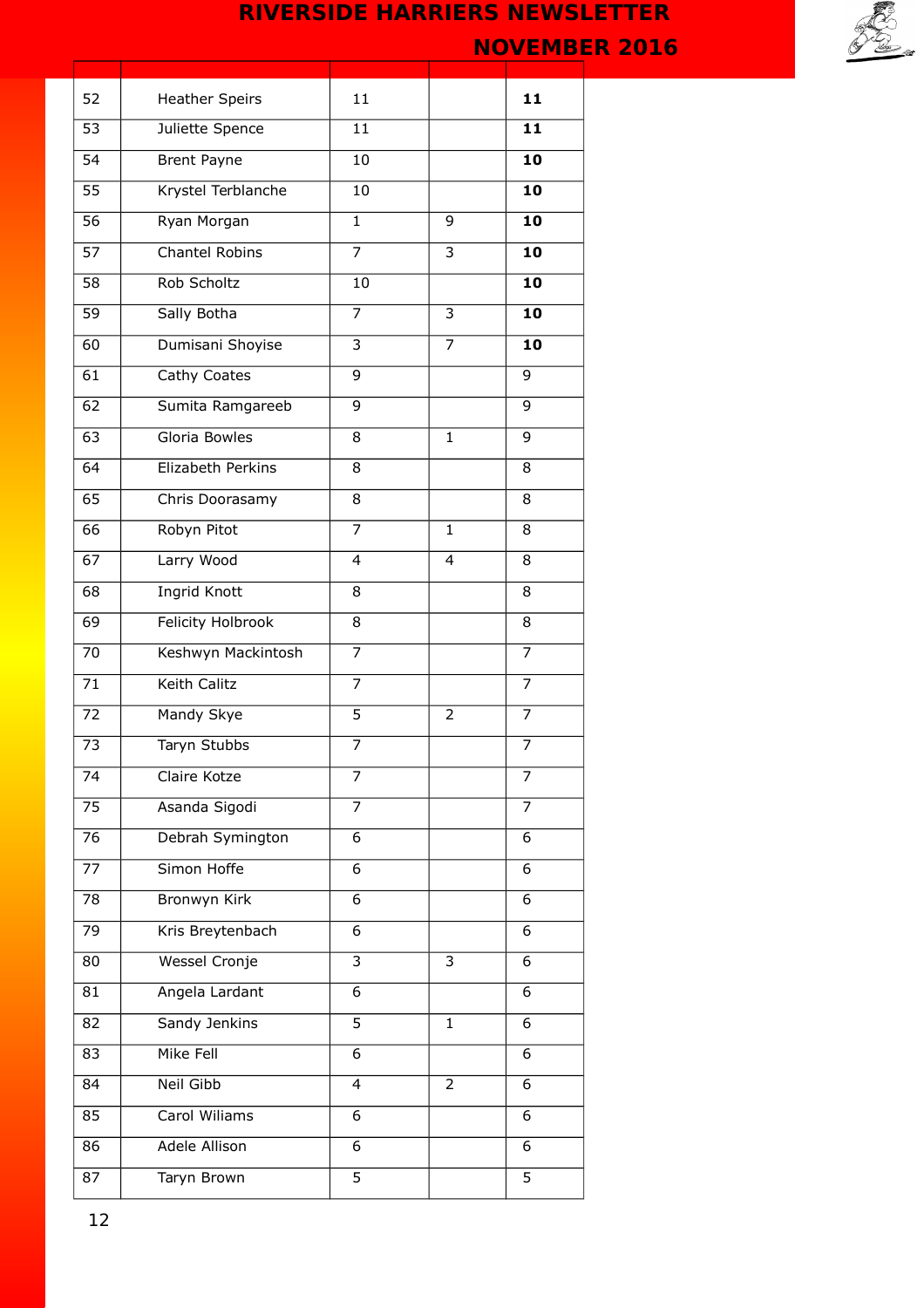| | | | | |
|---|---|---|---|---|
| 52 | Heather Speirs | 11 | | **11** |
| 53 | Juliette Spence | 11 | | **11** |
| 54 | Brent Payne | 10 | | **10** |
| 55 | Krystel Terblanche | 10 | | **10** |
| 56 | Ryan Morgan | 1 | 9 | **10** |
| 57 | Chantel Robins | 7 | 3 | **10** |
| 58 | Rob Scholtz | 10 | | **10** |
| 59 | Sally Botha | 7 | 3 | **10** |
| 60 | Dumisani Shoyise | 3 | 7 | **10** |
| 61 | Cathy Coates | 9 | | 9 |
| 62 | Sumita Ramgareeb | 9 | | 9 |
| 63 | Gloria Bowles | 8 | 1 | 9 |
| 64 | Elizabeth Perkins | 8 | | 8 |
| 65 | Chris Doorasamy | 8 | | 8 |
| 66 | Robyn Pitot | 7 | 1 | 8 |
| 67 | Larry Wood | 4 | 4 | 8 |
| 68 | Ingrid Knott | 8 | | 8 |
| 69 | Felicity Holbrook | 8 | | 8 |
| 70 | Keshwyn Mackintosh | 7 | | 7 |
| 71 | Keith Calitz | 7 | | 7 |
| 72 | Mandy Skye | 5 | 2 | 7 |
| 73 | Taryn Stubbs | 7 | | 7 |
| 74 | Claire Kotze | 7 | | 7 |
| 75 | Asanda Sigodi | 7 | | 7 |
| 76 | Debrah Symington | 6 | | 6 |
| 77 | Simon Hoffe | 6 | | 6 |
| 78 | Bronwyn Kirk | 6 | | 6 |
| 79 | Kris Breytenbach | 6 | | 6 |
| 80 | Wessel Cronje | 3 | 3 | 6 |
| 81 | Angela Lardant | 6 | | 6 |
| 82 | Sandy Jenkins | 5 | 1 | 6 |
| 83 | Mike Fell | 6 | | 6 |
| 84 | Neil Gibb | 4 | 2 | 6 |
| 85 | Carol Wiliams | 6 | | 6 |
| 86 | Adele Allison | 6 | | 6 |
| 87 | Taryn Brown | 5 | | 5 |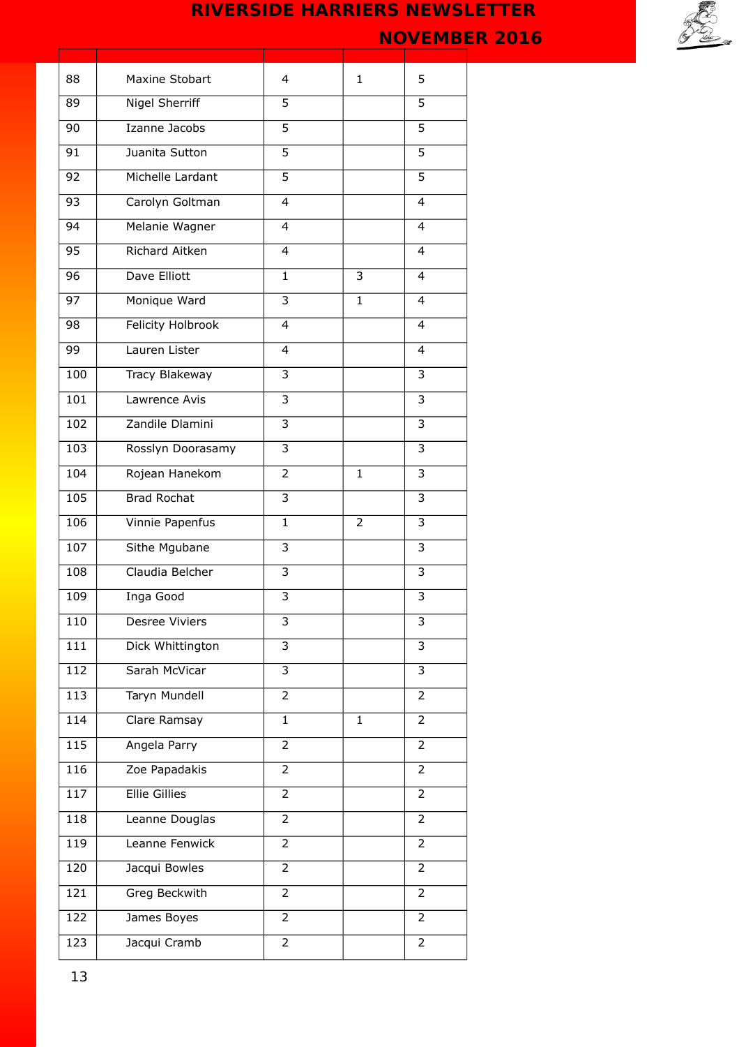| | | | | |
|---|---|---|---|---|
| 88 | Maxine Stobart | 4 | 1 | 5 |
| 89 | Nigel Sherriff | 5 | | 5 |
| 90 | Izanne Jacobs | 5 | | 5 |
| 91 | Juanita Sutton | 5 | | 5 |
| 92 | Michelle Lardant | 5 | | 5 |
| 93 | Carolyn Goltman | 4 | | 4 |
| 94 | Melanie Wagner | 4 | | 4 |
| 95 | Richard Aitken | 4 | | 4 |
| 96 | Dave Elliott | 1 | 3 | 4 |
| 97 | Monique Ward | 3 | 1 | 4 |
| 98 | Felicity Holbrook | 4 | | 4 |
| 99 | Lauren Lister | 4 | | 4 |
| 100 | Tracy Blakeway | 3 | | 3 |
| 101 | Lawrence Avis | 3 | | 3 |
| 102 | Zandile Dlamini | 3 | | 3 |
| 103 | Rosslyn Doorasamy | 3 | | 3 |
| 104 | Rojean Hanekom | 2 | 1 | 3 |
| 105 | Brad Rochat | 3 | | 3 |
| 106 | Vinnie Papenfus | 1 | 2 | 3 |
| 107 | Sithe Mgubane | 3 | | 3 |
| 108 | Claudia Belcher | 3 | | 3 |
| 109 | Inga Good | 3 | | 3 |
| 110 | Desree Viviers | 3 | | 3 |
| 111 | Dick Whittington | 3 | | 3 |
| 112 | Sarah McVicar | 3 | | 3 |
| 113 | Taryn Mundell | 2 | | 2 |
| 114 | Clare Ramsay | 1 | 1 | 2 |
| 115 | Angela Parry | 2 | | 2 |
| 116 | Zoe Papadakis | 2 | | 2 |
| 117 | Ellie Gillies | 2 | | 2 |
| 118 | Leanne Douglas | 2 | | 2 |
| 119 | Leanne Fenwick | 2 | | 2 |
| 120 | Jacqui Bowles | 2 | | 2 |
| 121 | Greg Beckwith | 2 | | 2 |
| 122 | James Boyes | 2 | | 2 |
| 123 | Jacqui Cramb | 2 | | 2 |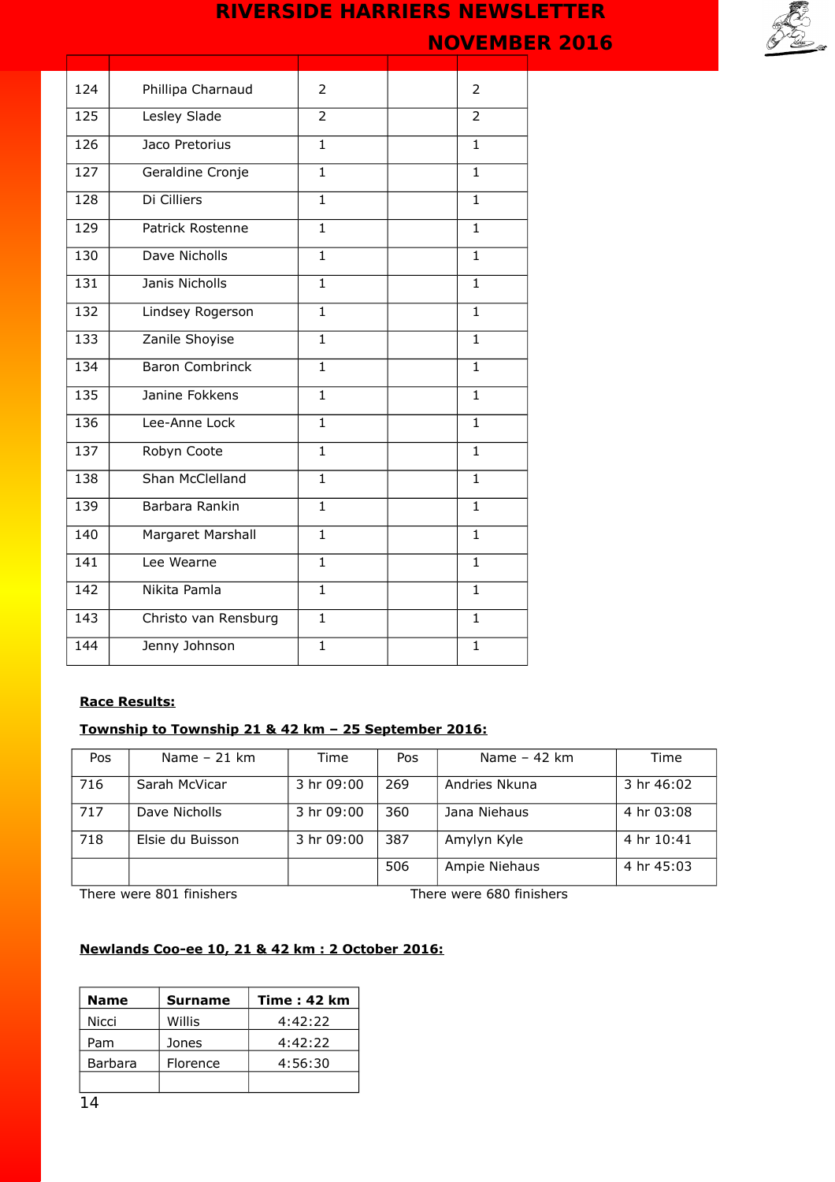| | | | | |
|---|---|---|---|---|
| 124 | Phillipa Charnaud | 2 | | 2 |
| 125 | Lesley Slade | 2 | | 2 |
| 126 | Jaco Pretorius | 1 | | 1 |
| 127 | Geraldine Cronje | 1 | | 1 |
| 128 | Di Cilliers | 1 | | 1 |
| 129 | Patrick Rostenne | 1 | | 1 |
| 130 | Dave Nicholls | 1 | | 1 |
| 131 | Janis Nicholls | 1 | | 1 |
| 132 | Lindsey Rogerson | 1 | | 1 |
| 133 | Zanile Shoyise | 1 | | 1 |
| 134 | Baron Combrinck | 1 | | 1 |
| 135 | Janine Fokkens | 1 | | 1 |
| 136 | Lee-Anne Lock | 1 | | 1 |
| 137 | Robyn Coote | 1 | | 1 |
| 138 | Shan McClelland | 1 | | 1 |
| 139 | Barbara Rankin | 1 | | 1 |
| 140 | Margaret Marshall | 1 | | 1 |
| 141 | Lee Wearne | 1 | | 1 |
| 142 | Nikita Pamla | 1 | | 1 |
| 143 | Christo van Rensburg | 1 | | 1 |
| 144 | Jenny Johnson | 1 | | 1 |

**Race Results:**

**Township to Township 21 & 42 km – 25 September 2016:**

| Pos | Name – 21 km | Time | Pos | Name – 42 km | Time |
|---|---|---|---|---|---|
| 716 | Sarah McVicar | 3 hr 09:00 | 269 | Andries Nkuna | 3 hr 46:02 |
| 717 | Dave Nicholls | 3 hr 09:00 | 360 | Jana Niehaus | 4 hr 03:08 |
| 718 | Elsie du Buisson | 3 hr 09:00 | 387 | Amylyn Kyle | 4 hr 10:41 |
| | | | 506 | Ampie Niehaus | 4 hr 45:03 |

There were 801 finishers | There were 680 finishers

**Newlands Coo-ee 10, 21 & 42 km : 2 October 2016:**

| Name | Surname | Time : 42 km |
|---|---|---|
| Nicci | Willis | 4:42:22 |
| Pam | Jones | 4:42:22 |
| Barbara | Florence | 4:56:30 |
| | | |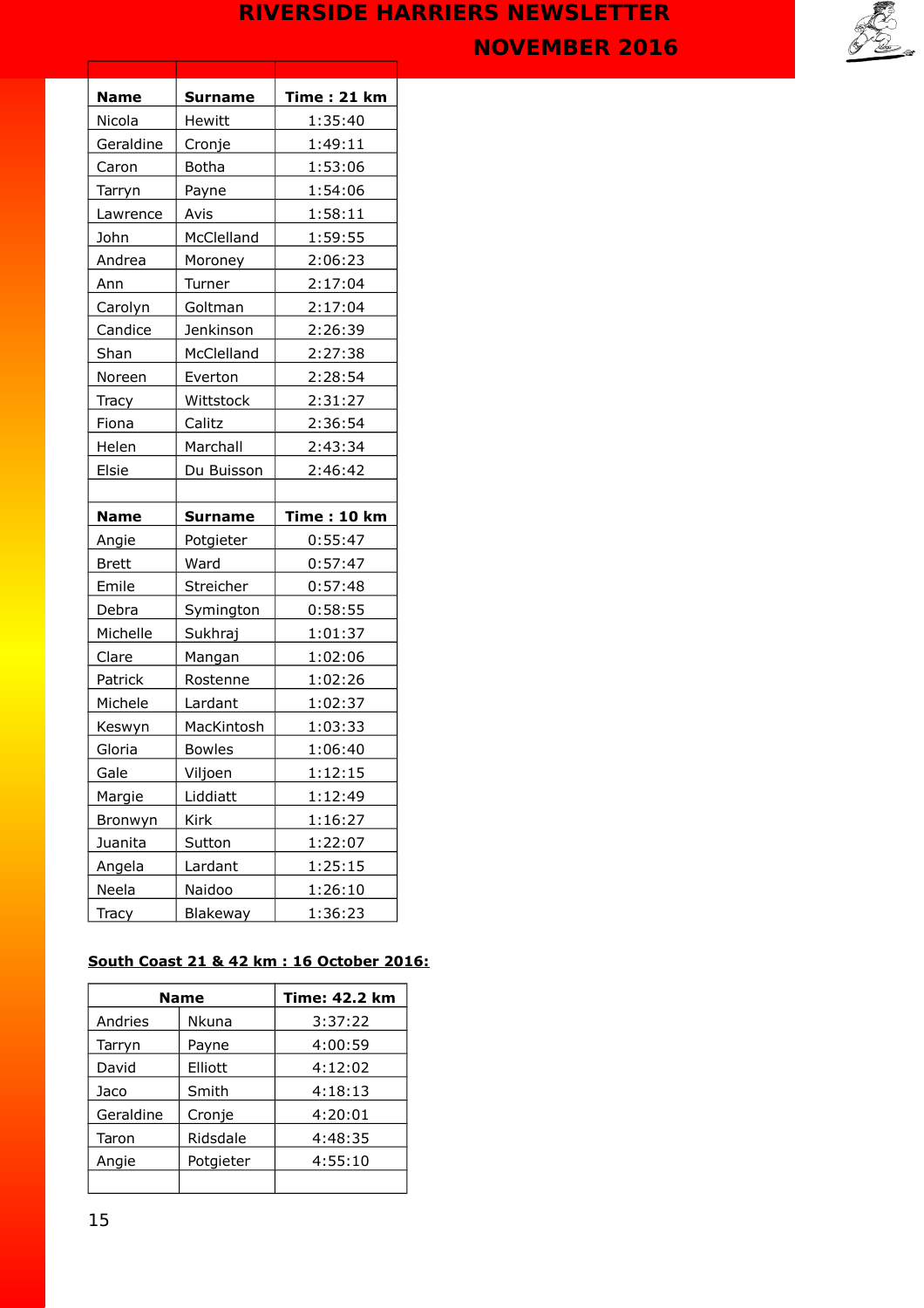| Name | Surname | Time : 21 km |
|---|---|---|
| Nicola | Hewitt | 1:35:40 |
| Geraldine | Cronje | 1:49:11 |
| Caron | Botha | 1:53:06 |
| Tarryn | Payne | 1:54:06 |
| Lawrence | Avis | 1:58:11 |
| John | McClelland | 1:59:55 |
| Andrea | Moroney | 2:06:23 |
| Ann | Turner | 2:17:04 |
| Carolyn | Goltman | 2:17:04 |
| Candice | Jenkinson | 2:26:39 |
| Shan | McClelland | 2:27:38 |
| Noreen | Everton | 2:28:54 |
| Tracy | Wittstock | 2:31:27 |
| Fiona | Calitz | 2:36:54 |
| Helen | Marchall | 2:43:34 |
| Elsie | Du Buisson | 2:46:42 |
| | | |
| **Name** | **Surname** | **Time : 10 km** |
| Angie | Potgieter | 0:55:47 |
| Brett | Ward | 0:57:47 |
| Emile | Streicher | 0:57:48 |
| Debra | Symington | 0:58:55 |
| Michelle | Sukhraj | 1:01:37 |
| Clare | Mangan | 1:02:06 |
| Patrick | Rostenne | 1:02:26 |
| Michele | Lardant | 1:02:37 |
| Keswyn | MacKintosh | 1:03:33 |
| Gloria | Bowles | 1:06:40 |
| Gale | Viljoen | 1:12:15 |
| Margie | Liddiatt | 1:12:49 |
| Bronwyn | Kirk | 1:16:27 |
| Juanita | Sutton | 1:22:07 |
| Angela | Lardant | 1:25:15 |
| Neela | Naidoo | 1:26:10 |
| Tracy | Blakeway | 1:36:23 |

**South Coast 21 & 42 km : 16 October 2016:**

| Name | | Time: 42.2 km |
|---|---|---|
| Andries | Nkuna | 3:37:22 |
| Tarryn | Payne | 4:00:59 |
| David | Elliott | 4:12:02 |
| Jaco | Smith | 4:18:13 |
| Geraldine | Cronje | 4:20:01 |
| Taron | Ridsdale | 4:48:35 |
| Angie | Potgieter | 4:55:10 |
| | | |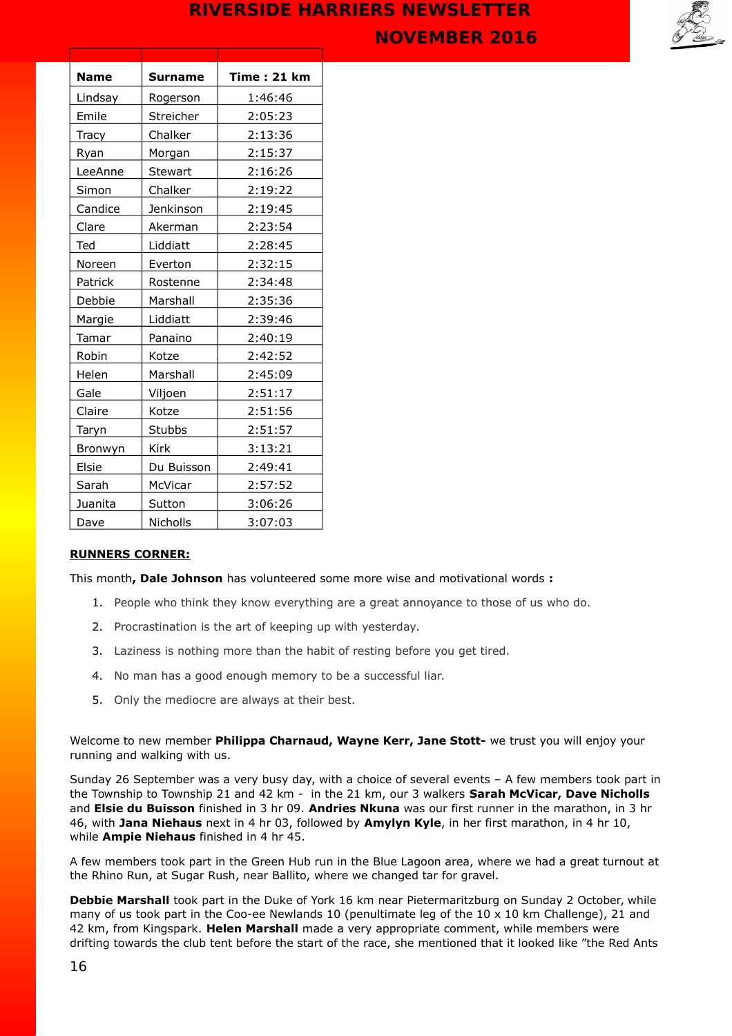| Name | Surname | Time : 21 km |
|---|---|---|
| Lindsay | Rogerson | 1:46:46 |
| Emile | Streicher | 2:05:23 |
| Tracy | Chalker | 2:13:36 |
| Ryan | Morgan | 2:15:37 |
| LeeAnne | Stewart | 2:16:26 |
| Simon | Chalker | 2:19:22 |
| Candice | Jenkinson | 2:19:45 |
| Clare | Akerman | 2:23:54 |
| Ted | Liddiatt | 2:28:45 |
| Noreen | Everton | 2:32:15 |
| Patrick | Rostenne | 2:34:48 |
| Debbie | Marshall | 2:35:36 |
| Margie | Liddiatt | 2:39:46 |
| Tamar | Panaino | 2:40:19 |
| Robin | Kotze | 2:42:52 |
| Helen | Marshall | 2:45:09 |
| Gale | Viljoen | 2:51:17 |
| Claire | Kotze | 2:51:56 |
| Taryn | Stubbs | 2:51:57 |
| Bronwyn | Kirk | 3:13:21 |
| Elsie | Du Buisson | 2:49:41 |
| Sarah | McVicar | 2:57:52 |
| Juanita | Sutton | 3:06:26 |
| Dave | Nicholls | 3:07:03 |

**RUNNERS CORNER:**

This month**, Dale Johnson** has volunteered some more wise and motivational words **:**

1. People who think they know everything are a great annoyance to those of us who do.
2. Procrastination is the art of keeping up with yesterday.
3. Laziness is nothing more than the habit of resting before you get tired.
4. No man has a good enough memory to be a successful liar.
5. Only the mediocre are always at their best.

Welcome to new member **Philippa Charnaud, Wayne Kerr, Jane Stott-** we trust you will enjoy your running and walking with us.

Sunday 26 September was a very busy day, with a choice of several events – A few members took part in the Township to Township 21 and 42 km - in the 21 km, our 3 walkers **Sarah McVicar, Dave Nicholls** and **Elsie du Buisson** finished in 3 hr 09. **Andries Nkuna** was our first runner in the marathon, in 3 hr 46, with **Jana Niehaus** next in 4 hr 03, followed by **Amylyn Kyle**, in her first marathon, in 4 hr 10, while **Ampie Niehaus** finished in 4 hr 45.

A few members took part in the Green Hub run in the Blue Lagoon area, where we had a great turnout at the Rhino Run, at Sugar Rush, near Ballito, where we changed tar for gravel.

**Debbie Marshall** took part in the Duke of York 16 km near Pietermaritzburg on Sunday 2 October, while many of us took part in the Coo-ee Newlands 10 (penultimate leg of the 10 x 10 km Challenge), 21 and 42 km, from Kingspark. **Helen Marshall** made a very appropriate comment, while members were drifting towards the club tent before the start of the race, she mentioned that it looked like "the Red Ants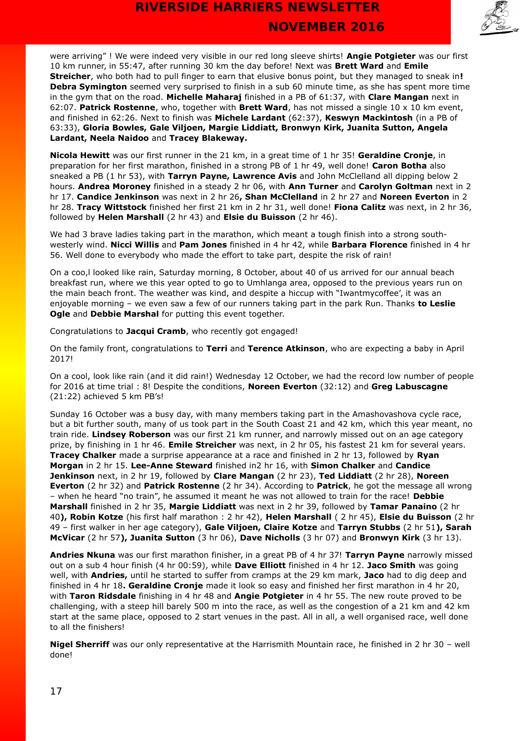were arriving" ! We were indeed very visible in our red long sleeve shirts! **Angie Potgieter** was our first 10 km runner, in 55:47, after running 30 km the day before! Next was **Brett Ward** and **Emile Streicher**, who both had to pull finger to earn that elusive bonus point, but they managed to sneak in**!** **Debra Symington** seemed very surprised to finish in a sub 60 minute time, as she has spent more time in the gym that on the road. **Michelle Maharaj** finished in a PB of 61:37, with **Clare Mangan** next in 62:07. **Patrick Rostenne**, who, together with **Brett Ward**, has not missed a single 10 x 10 km event, and finished in 62:26. Next to finish was **Michele Lardant** (62:37), **Keswyn Mackintosh** (in a PB of 63:33), **Gloria Bowles, Gale Viljoen, Margie Liddiatt, Bronwyn Kirk, Juanita Sutton, Angela Lardant, Neela Naidoo** and **Tracey Blakeway.**

**Nicola Hewitt** was our first runner in the 21 km, in a great time of 1 hr 35! **Geraldine Cronje**, in preparation for her first marathon, finished in a strong PB of 1 hr 49, well done! **Caron Botha** also sneaked a PB (1 hr 53), with **Tarryn Payne, Lawrence Avis** and John McClelland all dipping below 2 hours. **Andrea Moroney** finished in a steady 2 hr 06, with **Ann Turner** and **Carolyn Goltman** next in 2 hr 17. **Candice Jenkinson** was next in 2 hr 26**, Shan McClelland** in 2 hr 27 and **Noreen Everton** in 2 hr 28. **Tracy Wittstock** finished her first 21 km in 2 hr 31, well done! **Fiona Calitz** was next, in 2 hr 36, followed by **Helen Marshall** (2 hr 43) and **Elsie du Buisson** (2 hr 46).

We had 3 brave ladies taking part in the marathon, which meant a tough finish into a strong south-westerly wind. **Nicci Willis** and **Pam Jones** finished in 4 hr 42, while **Barbara Florence** finished in 4 hr 56. Well done to everybody who made the effort to take part, despite the risk of rain!

On a coo,l looked like rain, Saturday morning, 8 October, about 40 of us arrived for our annual beach breakfast run, where we this year opted to go to Umhlanga area, opposed to the previous years run on the main beach front. The weather was kind, and despite a hiccup with "Iwantmycoffee', it was an enjoyable morning – we even saw a few of our runners taking part in the park Run. Thanks **to Leslie Ogle** and **Debbie Marshal** for putting this event together.

Congratulations to **Jacqui Cramb**, who recently got engaged!

On the family front, congratulations to **Terri** and **Terence Atkinson**, who are expecting a baby in April 2017!

On a cool, look like rain (and it did rain!) Wednesday 12 October, we had the record low number of people for 2016 at time trial : 8! Despite the conditions, **Noreen Everton** (32:12) and **Greg Labuscagne** (21:22) achieved 5 km PB's!

Sunday 16 October was a busy day, with many members taking part in the Amashovashova cycle race, but a bit further south, many of us took part in the South Coast 21 and 42 km, which this year meant, no train ride. **Lindsey Roberson** was our first 21 km runner, and narrowly missed out on an age category prize, by finishing in 1 hr 46. **Emile Streicher** was next, in 2 hr 05, his fastest 21 km for several years. **Tracey Chalker** made a surprise appearance at a race and finished in 2 hr 13, followed by **Ryan Morgan** in 2 hr 15. **Lee-Anne Steward** finished in2 hr 16, with **Simon Chalker** and **Candice Jenkinson** next, in 2 hr 19, followed by **Clare Mangan** (2 hr 23), **Ted Liddiatt** (2 hr 28), **Noreen Everton** (2 hr 32) and **Patrick Rostenne** (2 hr 34). According to **Patrick**, he got the message all wrong – when he heard "no train", he assumed it meant he was not allowed to train for the race! **Debbie Marshall** finished in 2 hr 35, **Margie Liddiatt** was next in 2 hr 39, followed by **Tamar Panaino** (2 hr 40**), Robin Kotze** (his first half marathon : 2 hr 42), **Helen Marshall** ( 2 hr 45), **Elsie du Buisson** (2 hr 49 – first walker in her age category), **Gale Viljoen, Claire Kotze** and **Tarryn Stubbs** (2 hr 51**), Sarah McVicar** (2 hr 57**), Juanita Sutton** (3 hr 06), **Dave Nicholls** (3 hr 07) and **Bronwyn Kirk** (3 hr 13).

**Andries Nkuna** was our first marathon finisher, in a great PB of 4 hr 37! **Tarryn Payne** narrowly missed out on a sub 4 hour finish (4 hr 00:59), while **Dave Elliott** finished in 4 hr 12. **Jaco Smith** was going well, with **Andries,** until he started to suffer from cramps at the 29 km mark, **Jaco** had to dig deep and finished in 4 hr 18**. Geraldine Cronje** made it look so easy and finished her first marathon in 4 hr 20, with **Taron Ridsdale** finishing in 4 hr 48 and **Angie Potgieter** in 4 hr 55. The new route proved to be challenging, with a steep hill barely 500 m into the race, as well as the congestion of a 21 km and 42 km start at the same place, opposed to 2 start venues in the past. All in all, a well organised race, well done to all the finishers!

**Nigel Sherriff** was our only representative at the Harrismith Mountain race, he finished in 2 hr 30 – well done!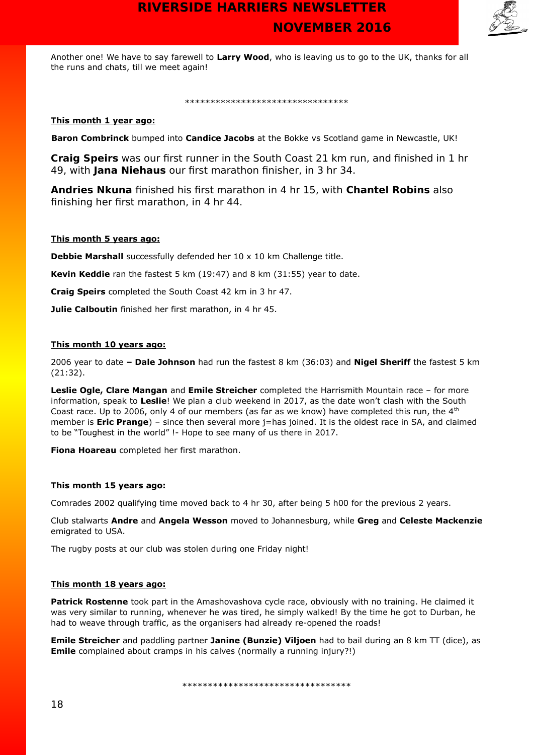Another one! We have to say farewell to **Larry Wood**, who is leaving us to go to the UK, thanks for all the runs and chats, till we meet again!

********************************

**This month 1 year ago:**

**Baron Combrinck** bumped into **Candice Jacobs** at the Bokke vs Scotland game in Newcastle, UK!

**Craig Speirs** was our first runner in the South Coast 21 km run, and finished in 1 hr 49, with **Jana Niehaus** our first marathon finisher, in 3 hr 34.

**Andries Nkuna** finished his first marathon in 4 hr 15, with **Chantel Robins** also finishing her first marathon, in 4 hr 44.

**This month 5 years ago:**

**Debbie Marshall** successfully defended her 10 x 10 km Challenge title.

**Kevin Keddie** ran the fastest 5 km (19:47) and 8 km (31:55) year to date.

**Craig Speirs** completed the South Coast 42 km in 3 hr 47.

**Julie Calboutin** finished her first marathon, in 4 hr 45.

**This month 10 years ago:**

2006 year to date **– Dale Johnson** had run the fastest 8 km (36:03) and **Nigel Sheriff** the fastest 5 km (21:32).

**Leslie Ogle, Clare Mangan** and **Emile Streicher** completed the Harrismith Mountain race – for more information, speak to **Leslie**! We plan a club weekend in 2017, as the date won't clash with the South Coast race. Up to 2006, only 4 of our members (as far as we know) have completed this run, the 4th member is **Eric Prange**) – since then several more j=has joined. It is the oldest race in SA, and claimed to be "Toughest in the world" !- Hope to see many of us there in 2017.

**Fiona Hoareau** completed her first marathon.

**This month 15 years ago:**

Comrades 2002 qualifying time moved back to 4 hr 30, after being 5 h00 for the previous 2 years.

Club stalwarts **Andre** and **Angela Wesson** moved to Johannesburg, while **Greg** and **Celeste Mackenzie** emigrated to USA.

The rugby posts at our club was stolen during one Friday night!

**This month 18 years ago:**

**Patrick Rostenne** took part in the Amashovashova cycle race, obviously with no training. He claimed it was very similar to running, whenever he was tired, he simply walked! By the time he got to Durban, he had to weave through traffic, as the organisers had already re-opened the roads!

**Emile Streicher** and paddling partner **Janine (Bunzie) Viljoen** had to bail during an 8 km TT (dice), as **Emile** complained about cramps in his calves (normally a running injury?!)

********************************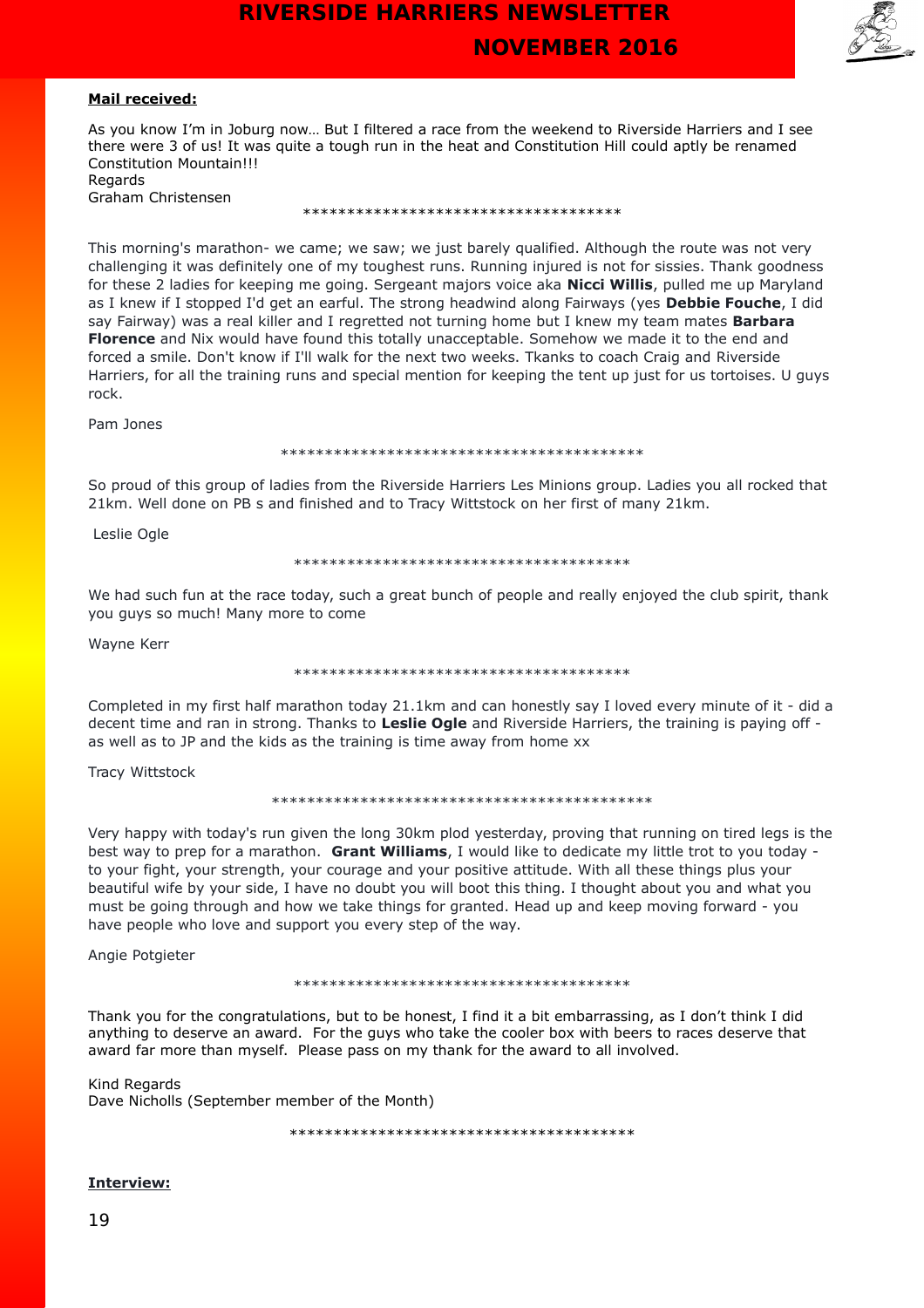**Mail received:**

As you know I'm in Joburg now… But I filtered a race from the weekend to Riverside Harriers and I see there were 3 of us! It was quite a tough run in the heat and Constitution Hill could aptly be renamed Constitution Mountain!!!
Regards
Graham Christensen

************************************

This morning's marathon- we came; we saw; we just barely qualified. Although the route was not very challenging it was definitely one of my toughest runs. Running injured is not for sissies. Thank goodness for these 2 ladies for keeping me going. Sergeant majors voice aka **Nicci Willis**, pulled me up Maryland as I knew if I stopped I'd get an earful. The strong headwind along Fairways (yes **Debbie Fouche**, I did say Fairway) was a real killer and I regretted not turning home but I knew my team mates **Barbara Florence** and Nix would have found this totally unacceptable. Somehow we made it to the end and forced a smile. Don't know if I'll walk for the next two weeks. Tkanks to coach Craig and Riverside Harriers, for all the training runs and special mention for keeping the tent up just for us tortoises. U guys rock.

Pam Jones

******************************************

So proud of this group of ladies from the Riverside Harriers Les Minions group. Ladies you all rocked that 21km. Well done on PB s and finished and to Tracy Wittstock on her first of many 21km.

Leslie Ogle

***************************************

We had such fun at the race today, such a great bunch of people and really enjoyed the club spirit, thank you guys so much! Many more to come

Wayne Kerr

***************************************

Completed in my first half marathon today 21.1km and can honestly say I loved every minute of it - did a decent time and ran in strong. Thanks to **Leslie Ogle** and Riverside Harriers, the training is paying off - as well as to JP and the kids as the training is time away from home xx

Tracy Wittstock

********************************************

Very happy with today's run given the long 30km plod yesterday, proving that running on tired legs is the best way to prep for a marathon. **Grant Williams**, I would like to dedicate my little trot to you today - to your fight, your strength, your courage and your positive attitude. With all these things plus your beautiful wife by your side, I have no doubt you will boot this thing. I thought about you and what you must be going through and how we take things for granted. Head up and keep moving forward - you have people who love and support you every step of the way.

Angie Potgieter

***************************************

Thank you for the congratulations, but to be honest, I find it a bit embarrassing, as I don't think I did anything to deserve an award. For the guys who take the cooler box with beers to races deserve that award far more than myself. Please pass on my thank for the award to all involved.

Kind Regards
Dave Nicholls (September member of the Month)

****************************************

**Interview:**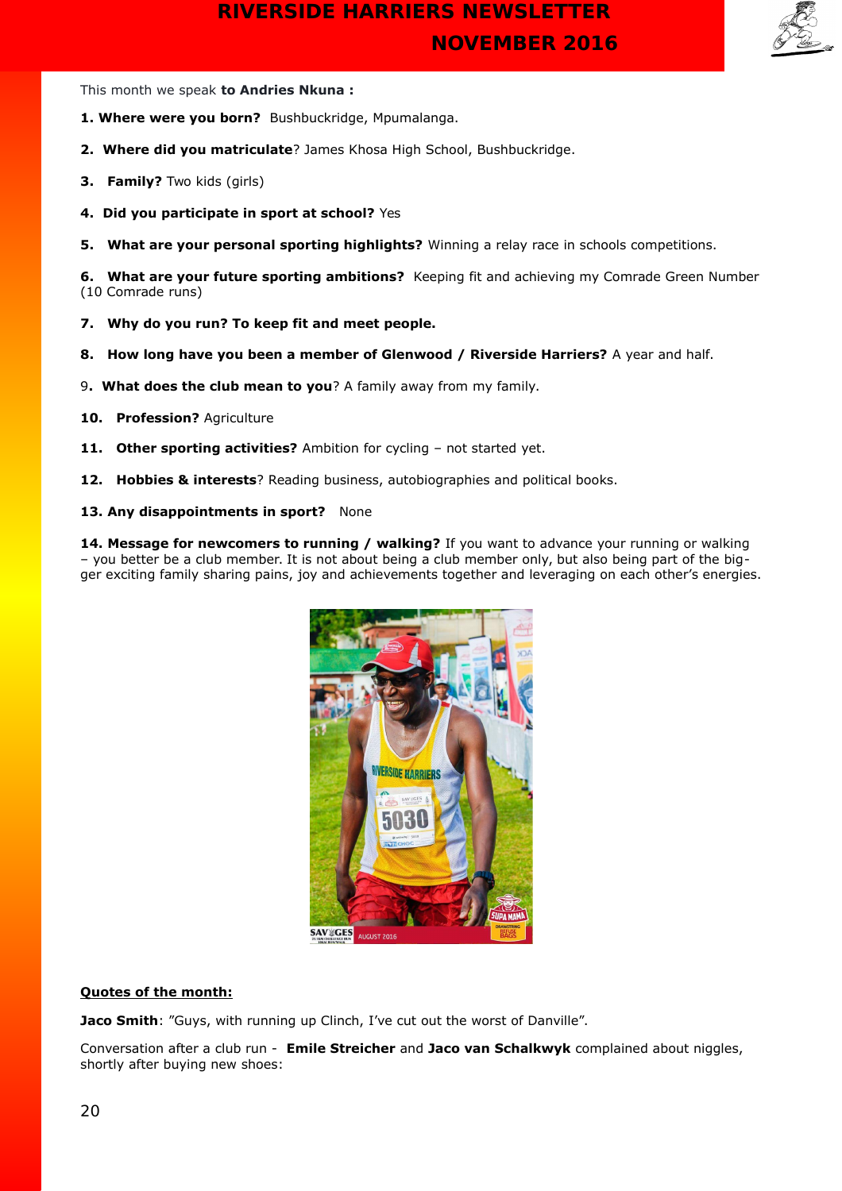This month we speak **to Andries Nkuna :**

**1. Where were you born?** Bushbuckridge, Mpumalanga.

**2. Where did you matriculate**? James Khosa High School, Bushbuckridge.

**3. Family?** Two kids (girls)

**4. Did you participate in sport at school?** Yes

**5. What are your personal sporting highlights?** Winning a relay race in schools competitions.

**6. What are your future sporting ambitions?** Keeping fit and achieving my Comrade Green Number (10 Comrade runs)

**7. Why do you run? To keep fit and meet people.**

**8. How long have you been a member of Glenwood / Riverside Harriers?** A year and half.

9**. What does the club mean to you**? A family away from my family.

**10. Profession?** Agriculture

**11. Other sporting activities?** Ambition for cycling – not started yet.

**12. Hobbies & interests**? Reading business, autobiographies and political books.

**13. Any disappointments in sport?** None

**14. Message for newcomers to running / walking?** If you want to advance your running or walking – you better be a club member. It is not about being a club member only, but also being part of the bigger exciting family sharing pains, joy and achievements together and leveraging on each other's energies.

**Quotes of the month:**

**Jaco Smith**: "Guys, with running up Clinch, I've cut out the worst of Danville".

Conversation after a club run - **Emile Streicher** and **Jaco van Schalkwyk** complained about niggles, shortly after buying new shoes: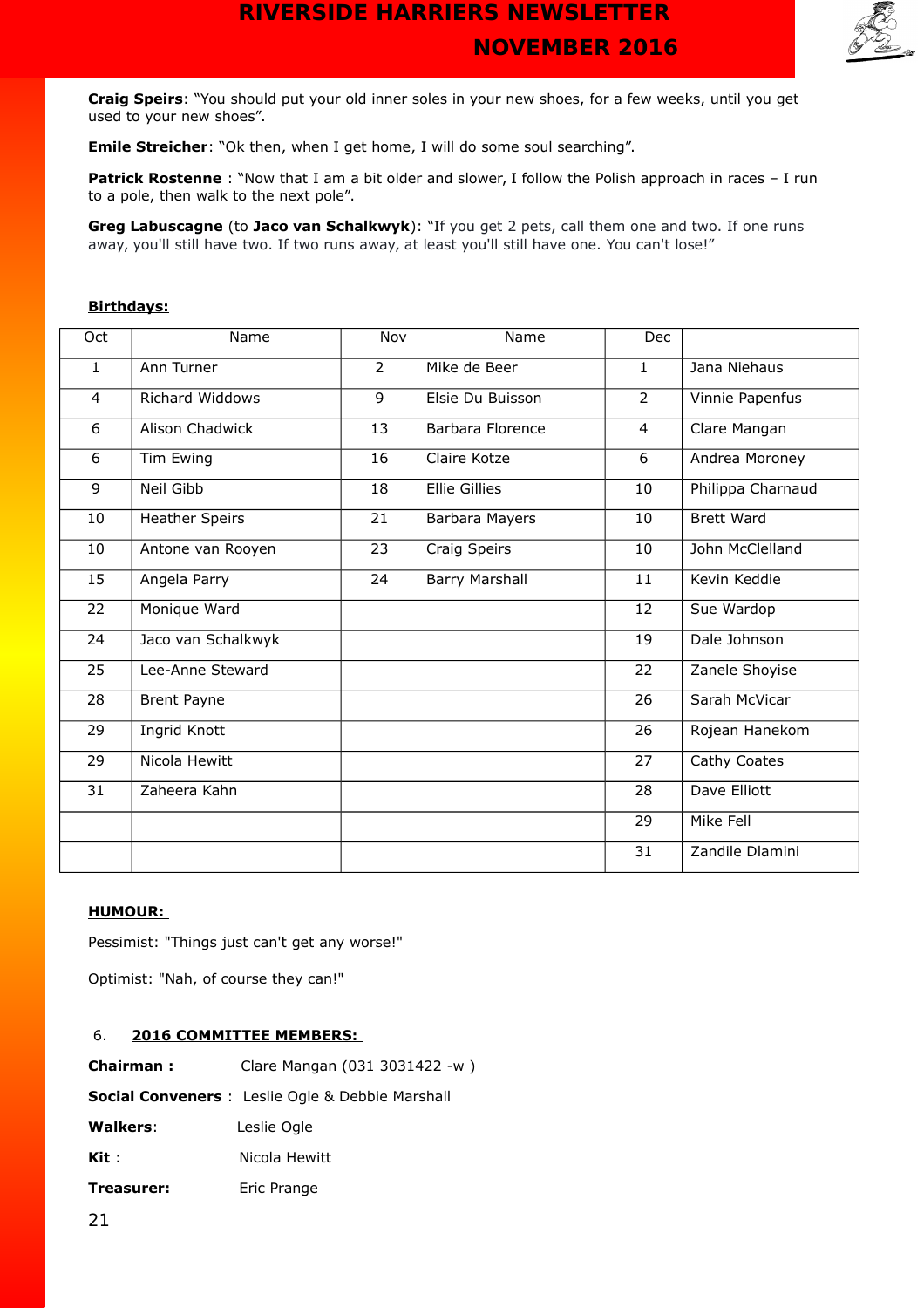**Craig Speirs**: "You should put your old inner soles in your new shoes, for a few weeks, until you get used to your new shoes".

**Emile Streicher**: "Ok then, when I get home, I will do some soul searching".

**Patrick Rostenne** : "Now that I am a bit older and slower, I follow the Polish approach in races – I run to a pole, then walk to the next pole".

**Greg Labuscagne** (to **Jaco van Schalkwyk**): "If you get 2 pets, call them one and two. If one runs away, you'll still have two. If two runs away, at least you'll still have one. You can't lose!"

**Birthdays:**

| Oct | Name | Nov | Name | Dec | |
|---|---|---|---|---|---|
| 1 | Ann Turner | 2 | Mike de Beer | 1 | Jana Niehaus |
| 4 | Richard Widdows | 9 | Elsie Du Buisson | 2 | Vinnie Papenfus |
| 6 | Alison Chadwick | 13 | Barbara Florence | 4 | Clare Mangan |
| 6 | Tim Ewing | 16 | Claire Kotze | 6 | Andrea Moroney |
| 9 | Neil Gibb | 18 | Ellie Gillies | 10 | Philippa Charnaud |
| 10 | Heather Speirs | 21 | Barbara Mayers | 10 | Brett Ward |
| 10 | Antone van Rooyen | 23 | Craig Speirs | 10 | John McClelland |
| 15 | Angela Parry | 24 | Barry Marshall | 11 | Kevin Keddie |
| 22 | Monique Ward | | | 12 | Sue Wardop |
| 24 | Jaco van Schalkwyk | | | 19 | Dale Johnson |
| 25 | Lee-Anne Steward | | | 22 | Zanele Shoyise |
| 28 | Brent Payne | | | 26 | Sarah McVicar |
| 29 | Ingrid Knott | | | 26 | Rojean Hanekom |
| 29 | Nicola Hewitt | | | 27 | Cathy Coates |
| 31 | Zaheera Kahn | | | 28 | Dave Elliott |
| | | | | 29 | Mike Fell |
| | | | | 31 | Zandile Dlamini |

**HUMOUR:**

Pessimist: "Things just can't get any worse!"

Optimist: "Nah, of course they can!"

6. **2016 COMMITTEE MEMBERS:**

**Chairman :** Clare Mangan (031 3031422 -w )

**Social Conveners** : Leslie Ogle & Debbie Marshall

**Walkers**: Leslie Ogle

**Kit** : Nicola Hewitt

**Treasurer:** Eric Prange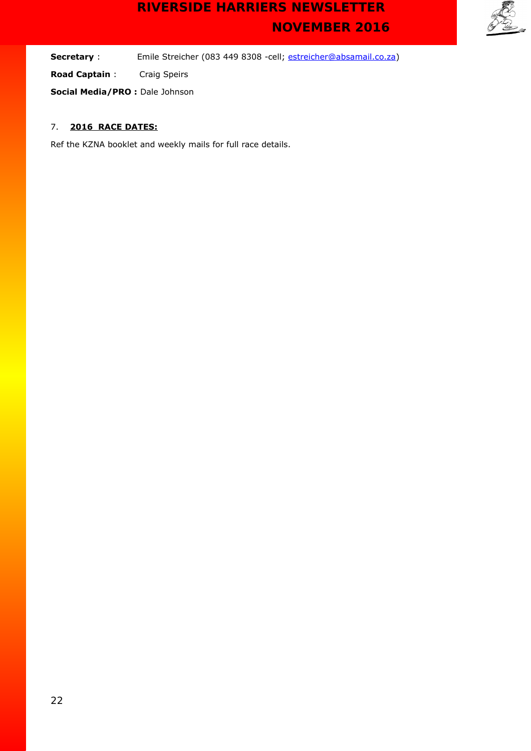**Secretary** : Emile Streicher (083 449 8308 -cell; estreicher@absamail.co.za)

**Road Captain** : Craig Speirs

**Social Media/PRO :** Dale Johnson

## 7. 2016 RACE DATES:

Ref the KZNA booklet and weekly mails for full race details.